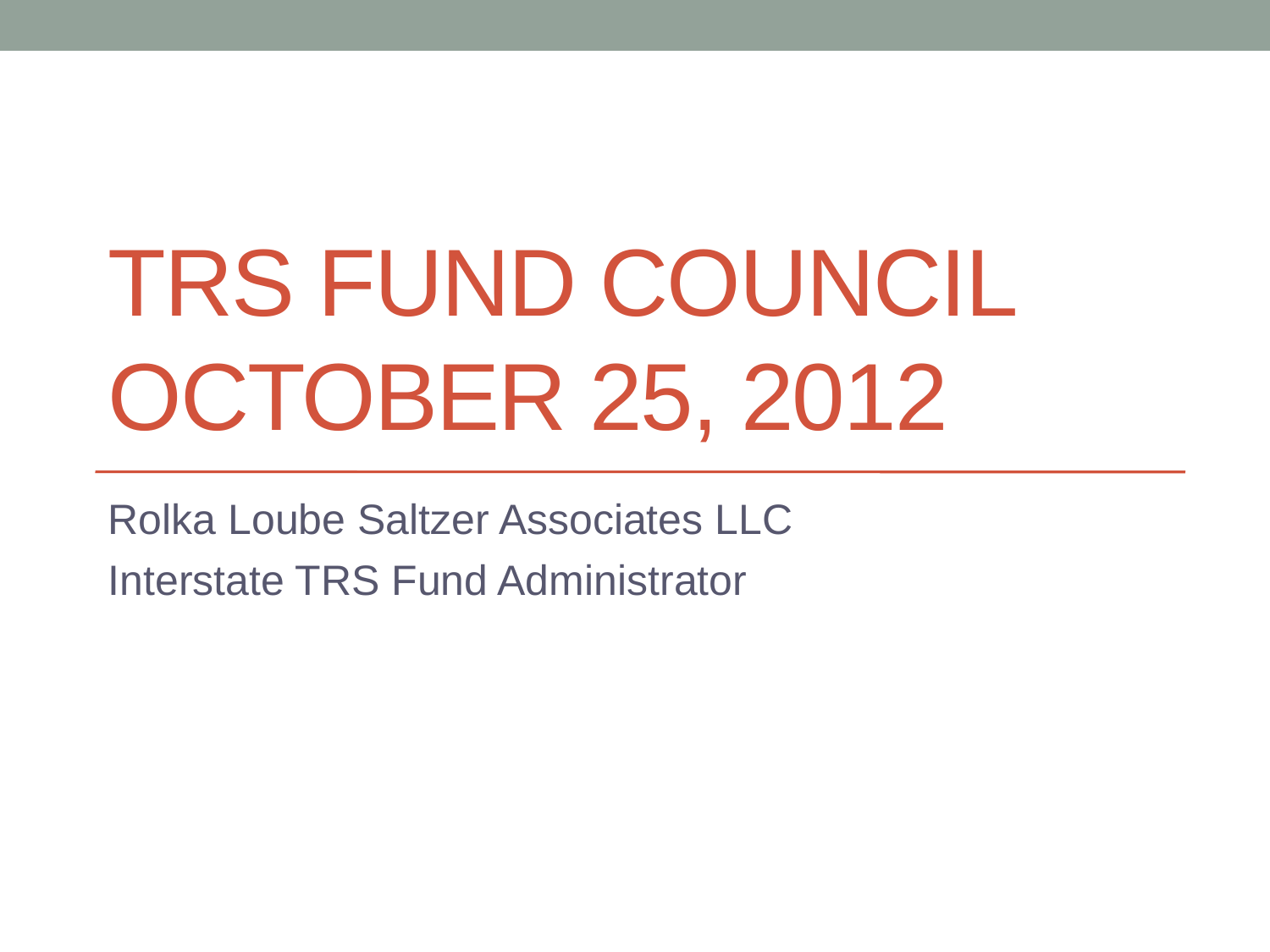# TRS FUND COUNCIL OCTOBER 25, 2012

Rolka Loube Saltzer Associates LLC

Interstate TRS Fund Administrator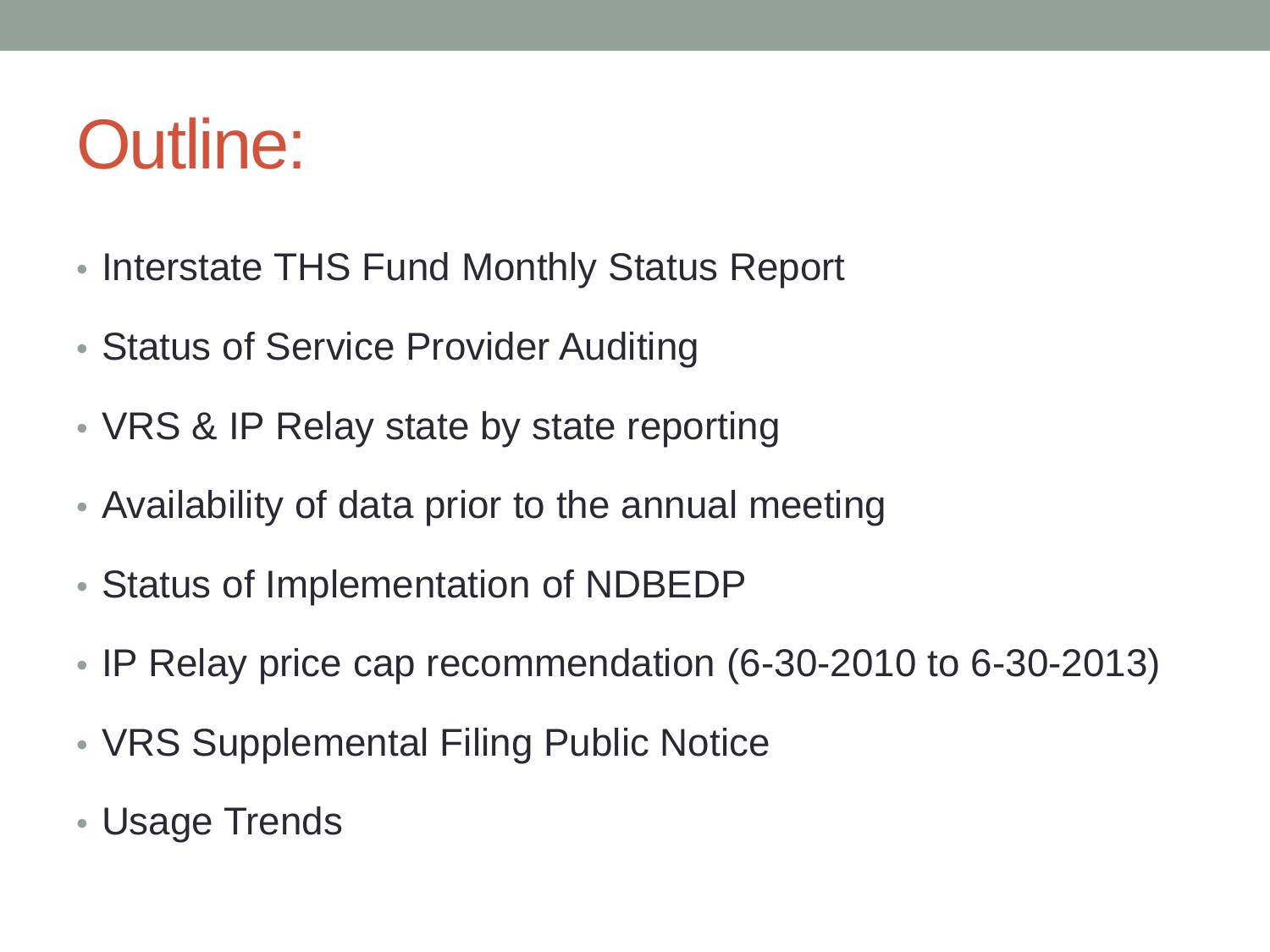# Outline:

- Interstate THS Fund Monthly Status Report
- Status of Service Provider Auditing
- VRS & IP Relay state by state reporting
- Availability of data prior to the annual meeting
- Status of Implementation of NDBEDP
- IP Relay price cap recommendation (6-30-2010 to 6-30-2013)
- VRS Supplemental Filing Public Notice
- Usage Trends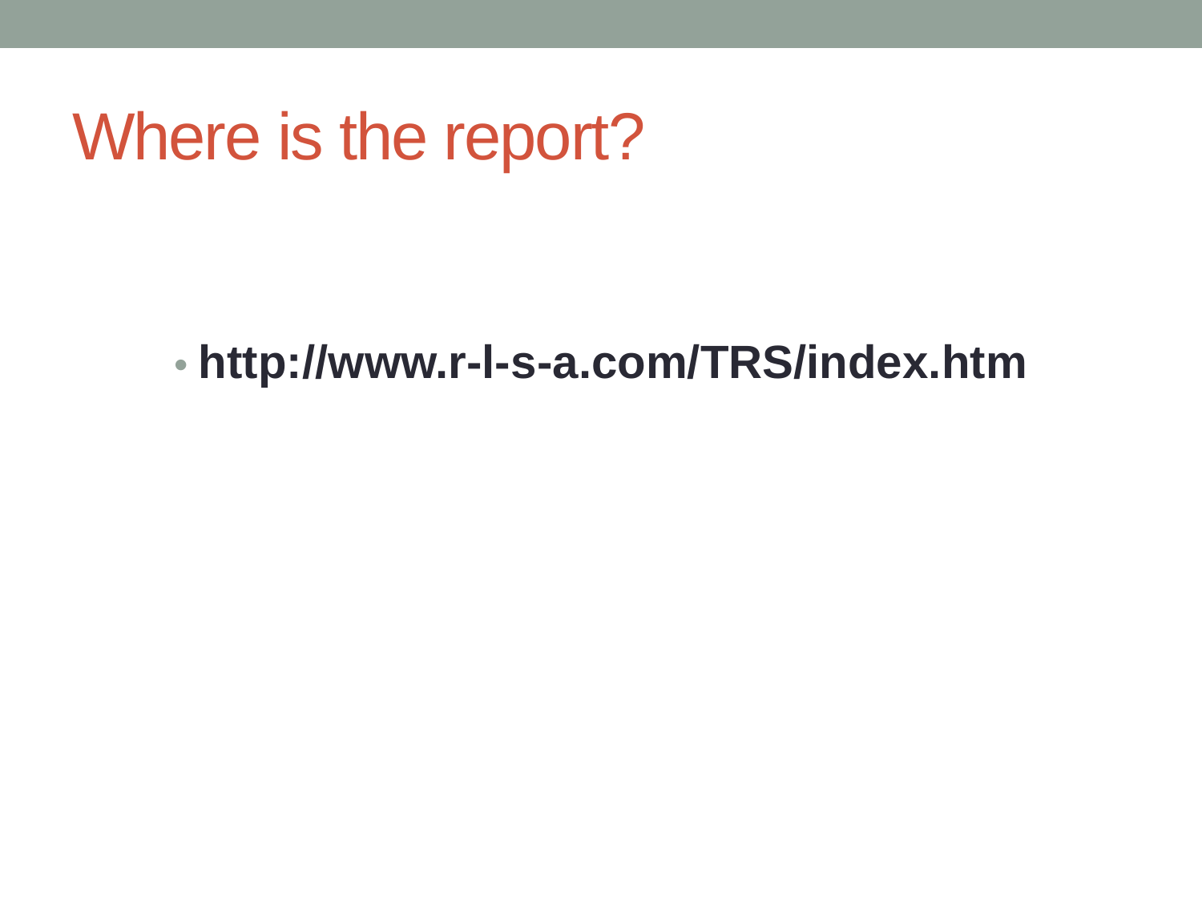# Where is the report?

- **http://www.r-l-s-a.com/TRS/index.htm**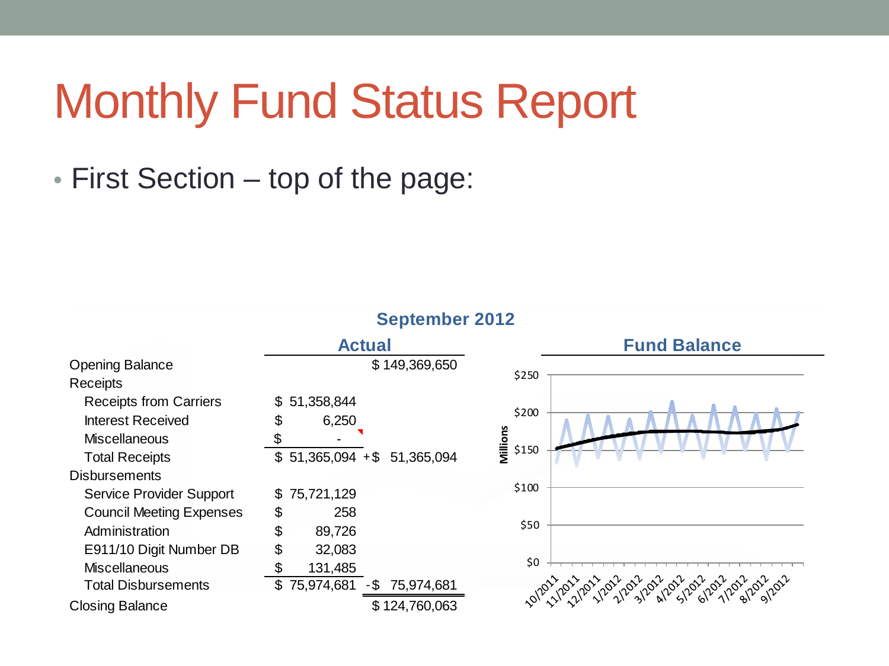# Monthly Fund Status Report

- First Section – top of the page:

**September 2012**

| | Actual | |
|---|---|---|
| Opening Balance | | $ 149,369,650 |
| Receipts | | |
| Receipts from Carriers | $ 51,358,844 | |
| Interest Received | $ 6,250 | |
| Miscellaneous | $ - | |
| Total Receipts | $ 51,365,094 | + $ 51,365,094 |
| Disbursements | | |
| Service Provider Support | $ 75,721,129 | |
| Council Meeting Expenses | $ 258 | |
| Administration | $ 89,726 | |
| E911/10 Digit Number DB | $ 32,083 | |
| Miscellaneous | $ 131,485 | |
| Total Disbursements | $ 75,974,681 | - $ 75,974,681 |
| Closing Balance | | $ 124,760,063 |

**Fund Balance**

Millions: $0, $50, $100, $150, $200, $250

10/2011, 11/2011, 12/2011, 1/2012, 2/2012, 3/2012, 4/2012, 5/2012, 6/2012, 7/2012, 8/2012, 9/2012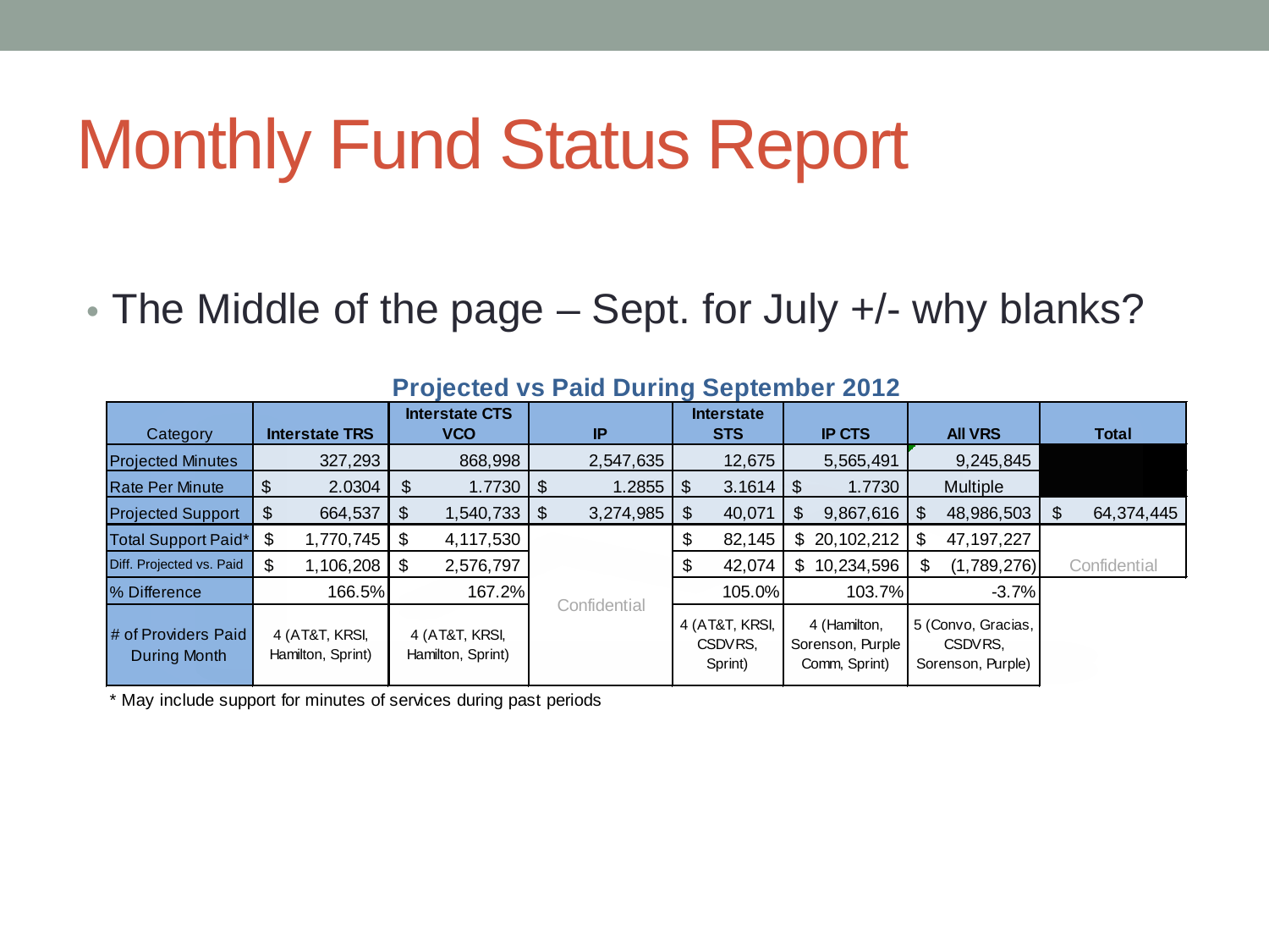# Monthly Fund Status Report

- The Middle of the page – Sept. for July +/- why blanks?

**Projected vs Paid During September 2012**

| Category | Interstate TRS | Interstate CTS VCO | IP | Interstate STS | IP CTS | All VRS | Total |
|---|---|---|---|---|---|---|---|
| Projected Minutes | 327,293 | 868,998 | 2,547,635 | 12,675 | 5,565,491 | 9,245,845 | |
| Rate Per Minute | $ 2.0304 | $ 1.7730 | $ 1.2855 | $ 3.1614 | $ 1.7730 | Multiple | |
| Projected Support | $ 664,537 | $ 1,540,733 | $ 3,274,985 | $ 40,071 | $ 9,867,616 | $ 48,986,503 | $ 64,374,445 |
| Total Support Paid* | $ 1,770,745 | $ 4,117,530 | Confidential | $ 82,145 | $ 20,102,212 | $ 47,197,227 | Confidential |
| Diff. Projected vs. Paid | $ 1,106,208 | $ 2,576,797 | | $ 42,074 | $ 10,234,596 | $ (1,789,276) | |
| % Difference | 166.5% | 167.2% | | 105.0% | 103.7% | -3.7% | |
| # of Providers Paid During Month | 4 (AT&T, KRSI, Hamilton, Sprint) | 4 (AT&T, KRSI, Hamilton, Sprint) | | 4 (AT&T, KRSI, CSDVRS, Sprint) | 4 (Hamilton, Sorenson, Purple Comm, Sprint) | 5 (Convo, Gracias, CSDVRS, Sorenson, Purple) | |

* May include support for minutes of services during past periods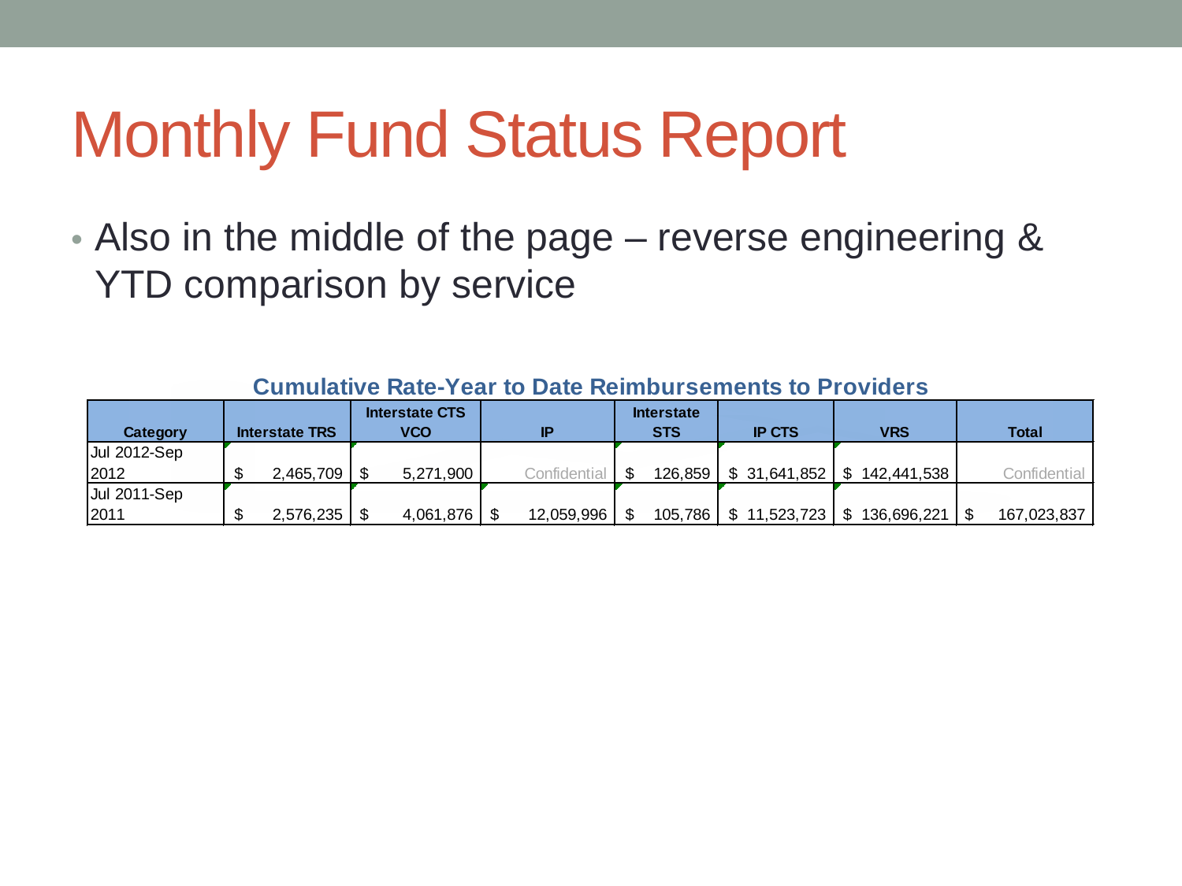# Monthly Fund Status Report

- Also in the middle of the page – reverse engineering & YTD comparison by service

**Cumulative Rate-Year to Date Reimbursements to Providers**

| Category | Interstate TRS | Interstate CTS VCO | IP | Interstate STS | IP CTS | VRS | Total |
|---|---|---|---|---|---|---|---|
| Jul 2012-Sep 2012 | $ 2,465,709 | $ 5,271,900 | Confidential | $ 126,859 | $ 31,641,852 | $ 142,441,538 | Confidential |
| Jul 2011-Sep 2011 | $ 2,576,235 | $ 4,061,876 | $ 12,059,996 | $ 105,786 | $ 11,523,723 | $ 136,696,221 | $ 167,023,837 |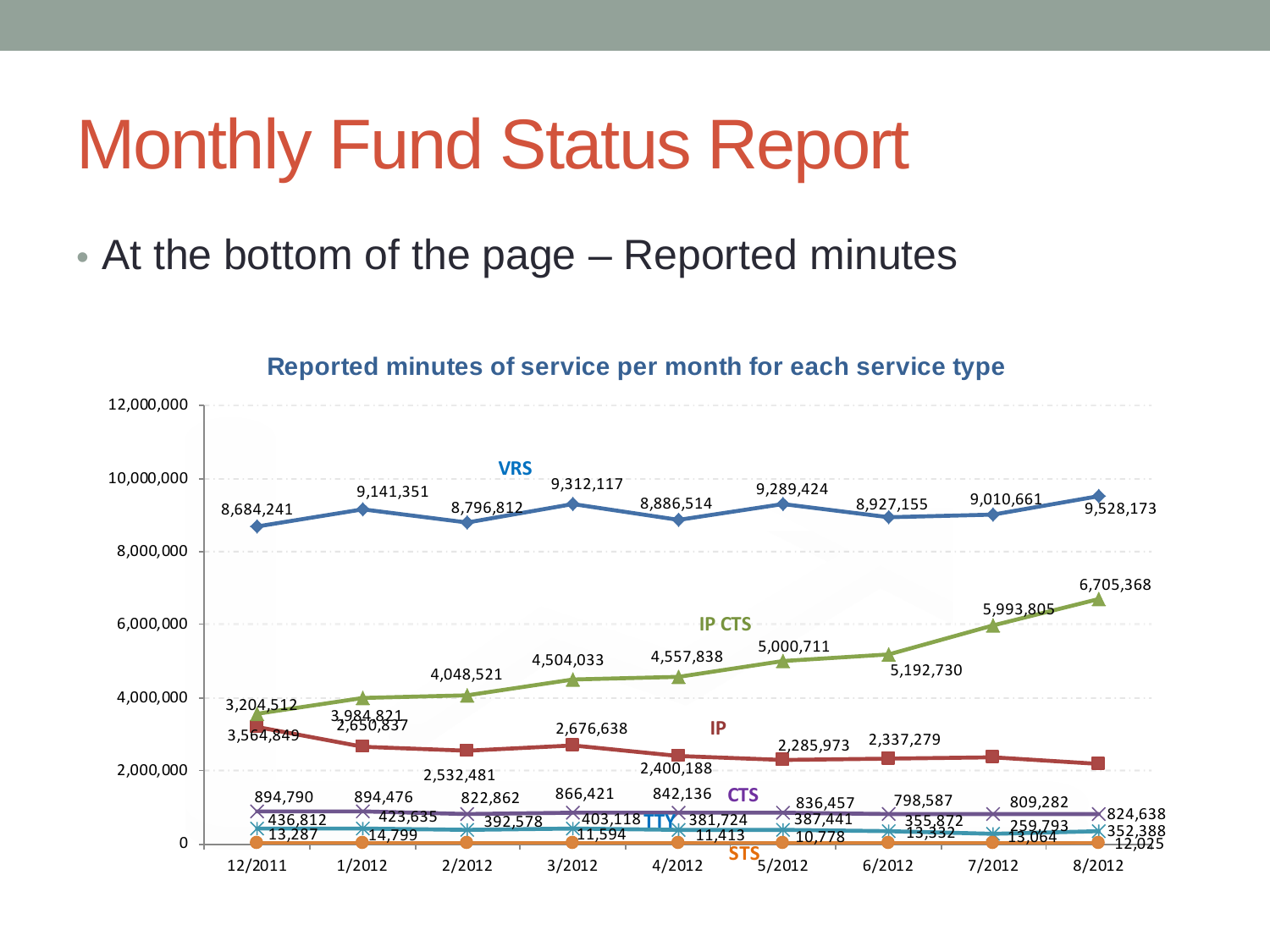# Monthly Fund Status Report

- At the bottom of the page – Reported minutes

**Reported minutes of service per month for each service type**

| Service | 12/2011 | 1/2012 | 2/2012 | 3/2012 | 4/2012 | 5/2012 | 6/2012 | 7/2012 | 8/2012 |
|---|---|---|---|---|---|---|---|---|---|
| VRS | 8,684,241 | 9,141,351 | 8,796,812 | 9,312,117 | 8,886,514 | 9,289,424 | 8,927,155 | 9,010,661 | 9,528,173 |
| IP CTS | 3,564,849 | 3,984,821 | 4,048,521 | 4,504,033 | 4,557,838 | 5,000,711 | 5,192,730 | 5,993,805 | 6,705,368 |
| IP | 3,204,512 | 2,650,837 | 2,532,481 | 2,676,638 | 2,400,188 | 2,285,973 | 2,337,279 | | |
| CTS | 894,790 | 894,476 | 822,862 | 866,421 | 842,136 | 836,457 | 798,587 | 809,282 | 824,638 |
| TTY | 436,812 | 423,635 | 392,578 | 403,118 | 381,724 | 387,441 | 355,872 | 259,793 | 352,388 |
| STS | 13,287 | 14,799 | | 11,594 | 11,413 | 10,778 | 13,332 | 13,064 | 12,025 |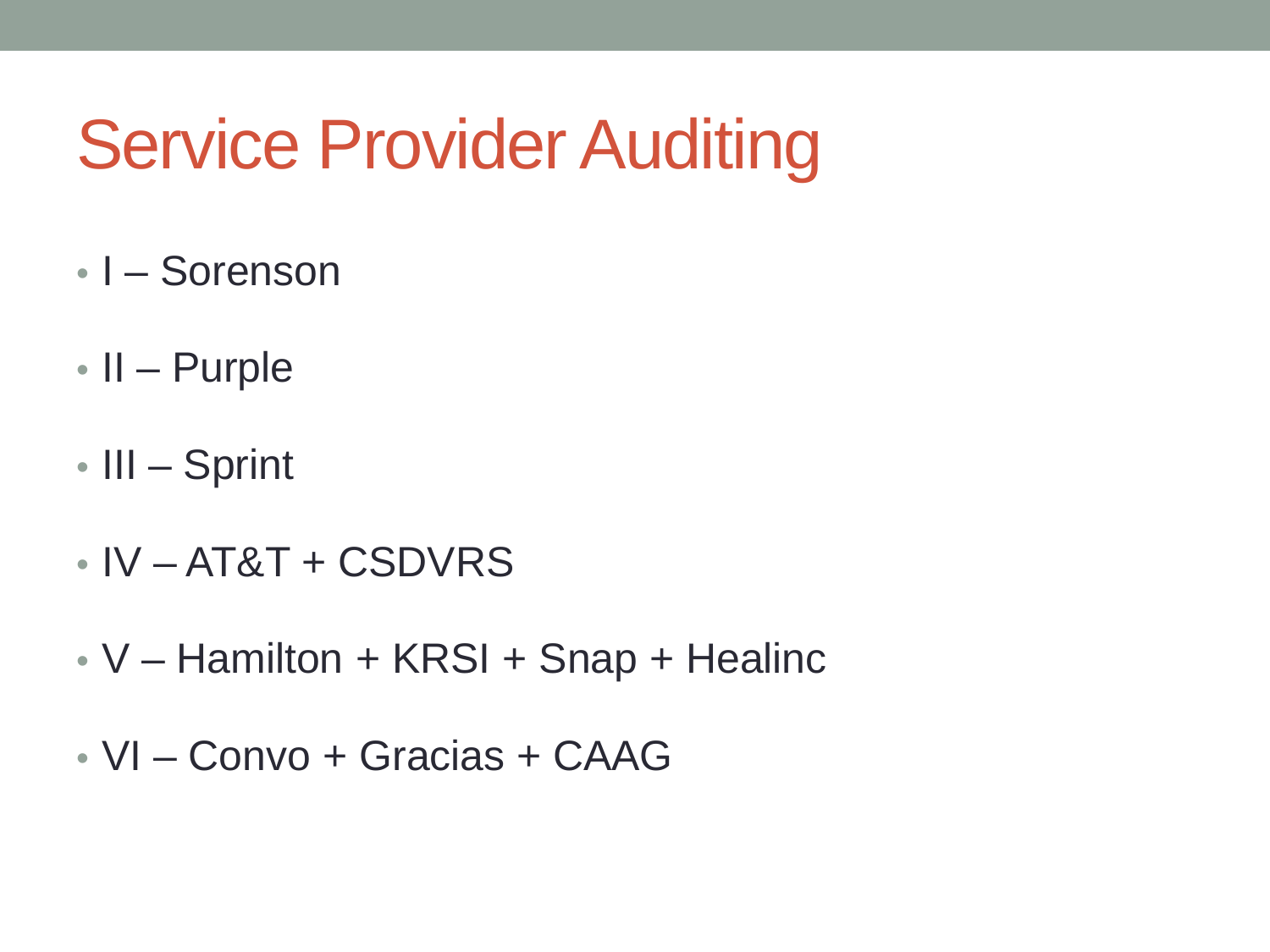# Service Provider Auditing

- I – Sorenson
- II – Purple
- III – Sprint
- IV – AT&T + CSDVRS
- V – Hamilton + KRSI + Snap + Healinc
- VI – Convo + Gracias + CAAG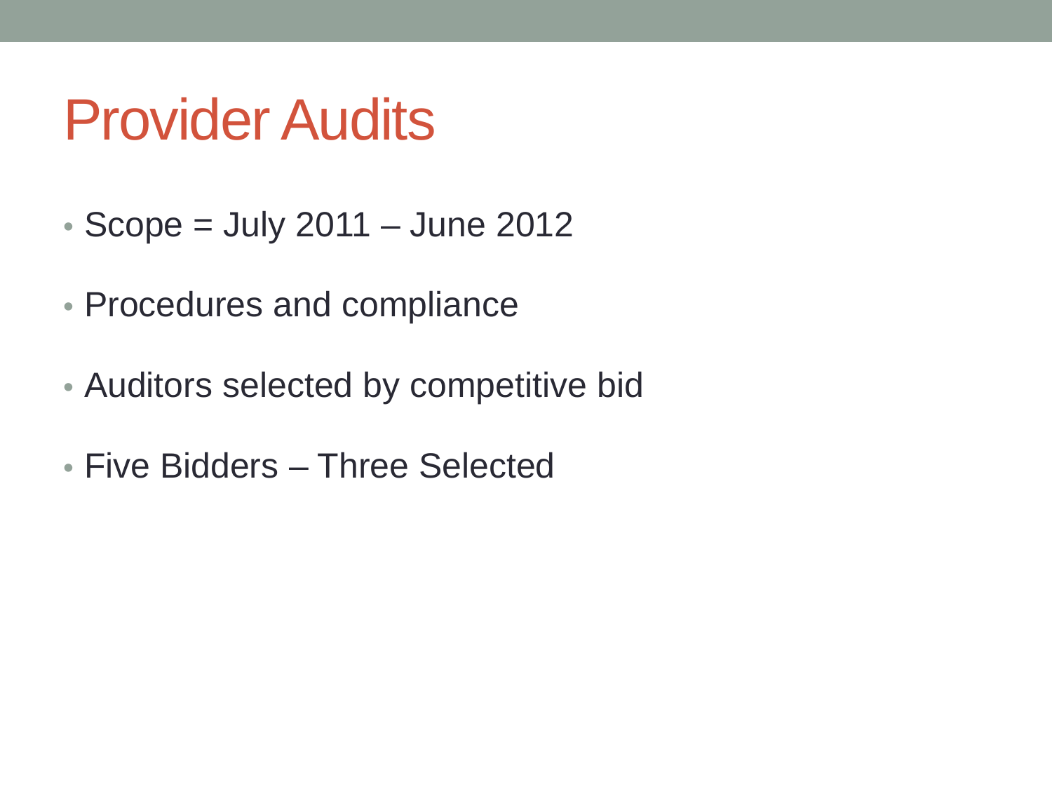# Provider Audits

- Scope = July 2011 – June 2012
- Procedures and compliance
- Auditors selected by competitive bid
- Five Bidders – Three Selected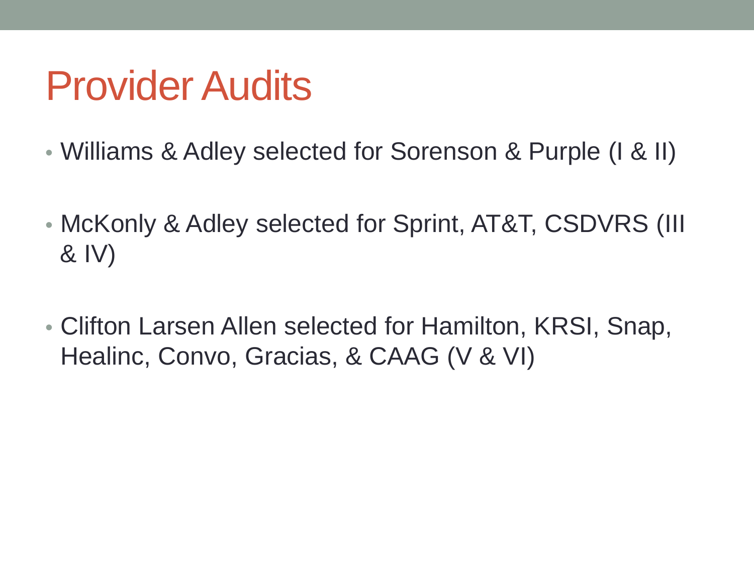# Provider Audits

- Williams & Adley selected for Sorenson & Purple (I & II)
- McKonly & Adley selected for Sprint, AT&T, CSDVRS (III & IV)
- Clifton Larsen Allen selected for Hamilton, KRSI, Snap, Healinc, Convo, Gracias, & CAAG (V & VI)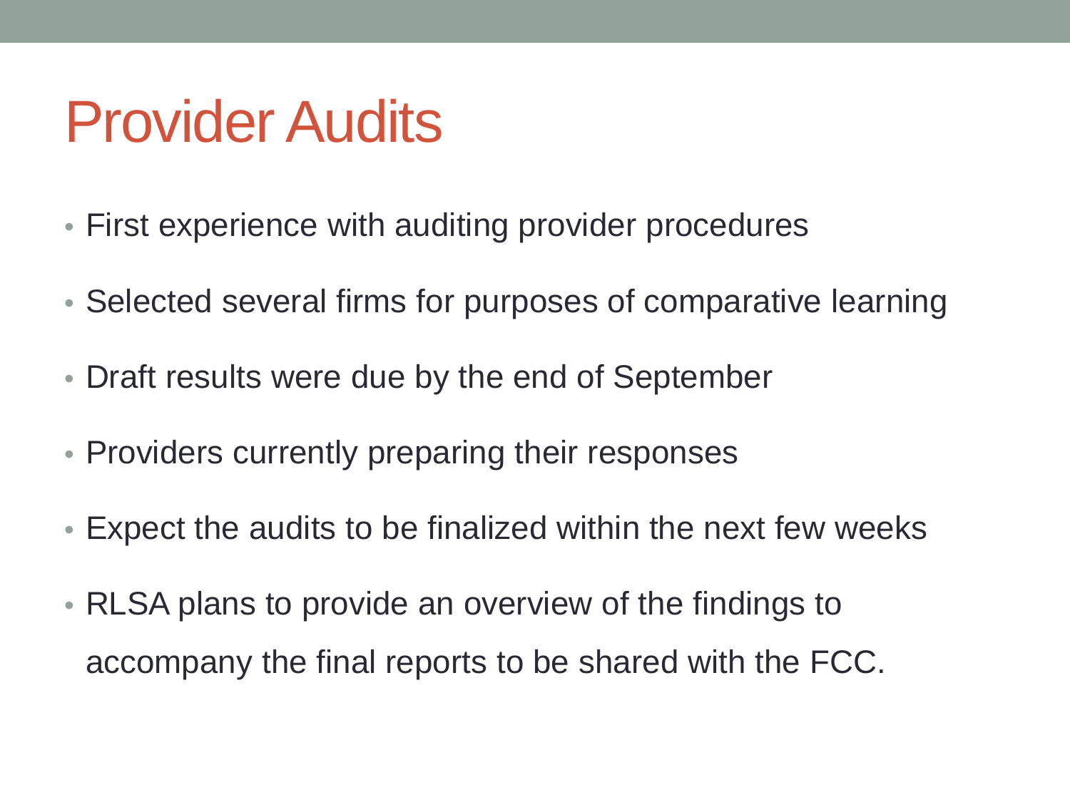# Provider Audits

- First experience with auditing provider procedures
- Selected several firms for purposes of comparative learning
- Draft results were due by the end of September
- Providers currently preparing their responses
- Expect the audits to be finalized within the next few weeks
- RLSA plans to provide an overview of the findings to accompany the final reports to be shared with the FCC.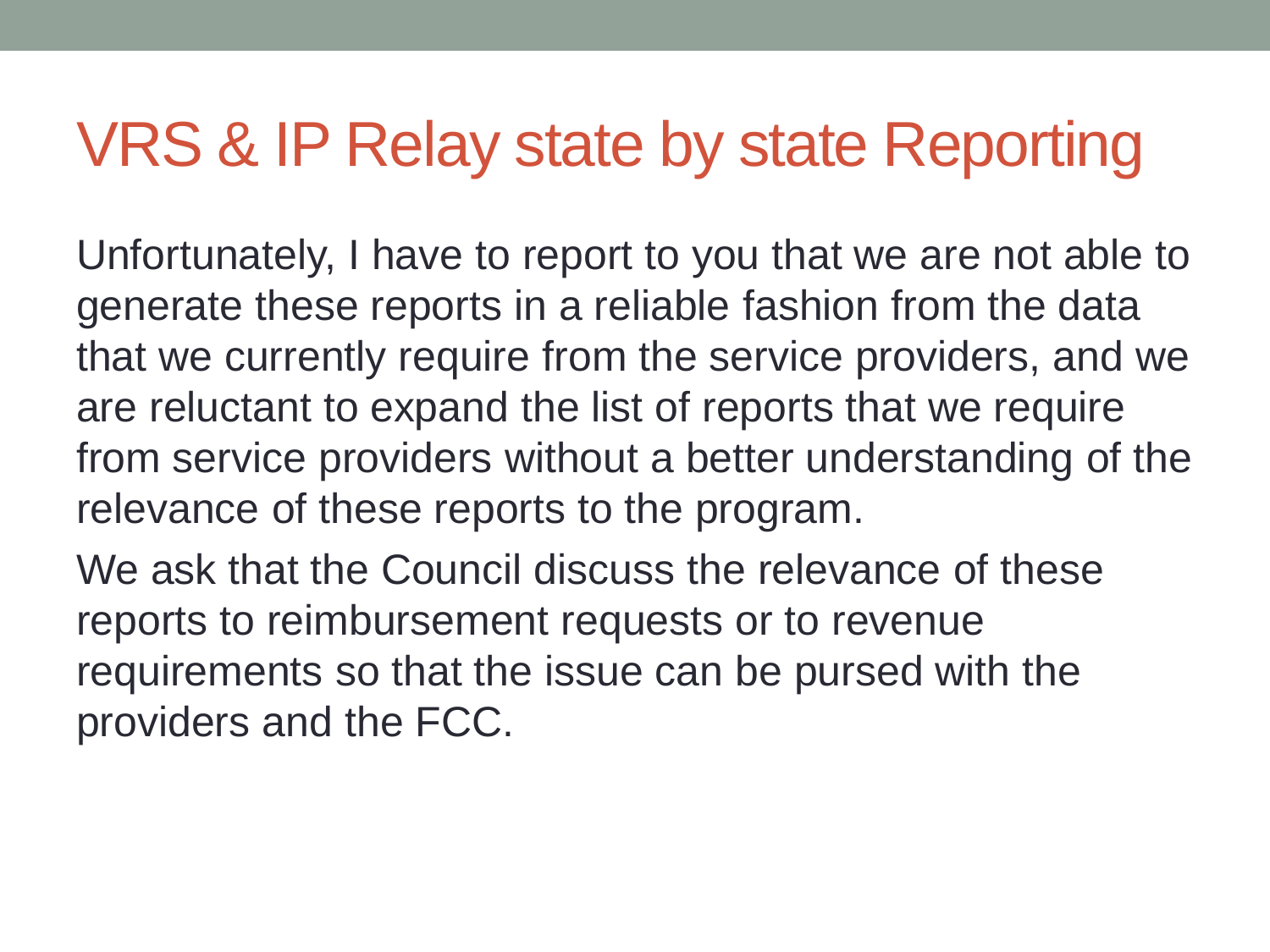# VRS & IP Relay state by state Reporting

Unfortunately, I have to report to you that we are not able to generate these reports in a reliable fashion from the data that we currently require from the service providers, and we are reluctant to expand the list of reports that we require from service providers without a better understanding of the relevance of these reports to the program.

We ask that the Council discuss the relevance of these reports to reimbursement requests or to revenue requirements so that the issue can be pursed with the providers and the FCC.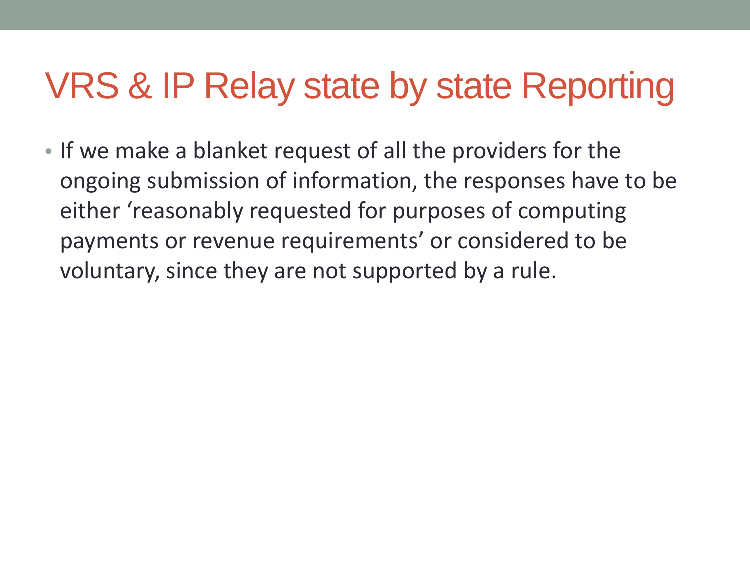# VRS & IP Relay state by state Reporting

- If we make a blanket request of all the providers for the ongoing submission of information, the responses have to be either 'reasonably requested for purposes of computing payments or revenue requirements' or considered to be voluntary, since they are not supported by a rule.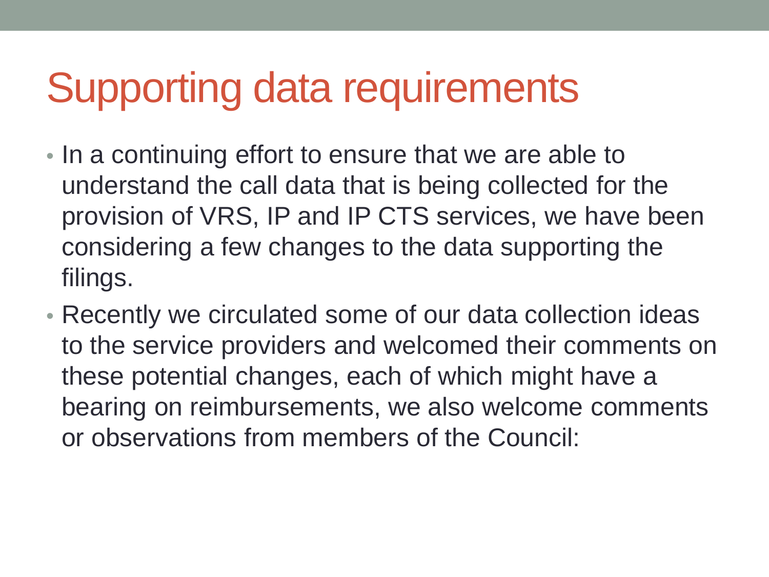# Supporting data requirements

- In a continuing effort to ensure that we are able to understand the call data that is being collected for the provision of VRS, IP and IP CTS services, we have been considering a few changes to the data supporting the filings.
- Recently we circulated some of our data collection ideas to the service providers and welcomed their comments on these potential changes, each of which might have a bearing on reimbursements, we also welcome comments or observations from members of the Council: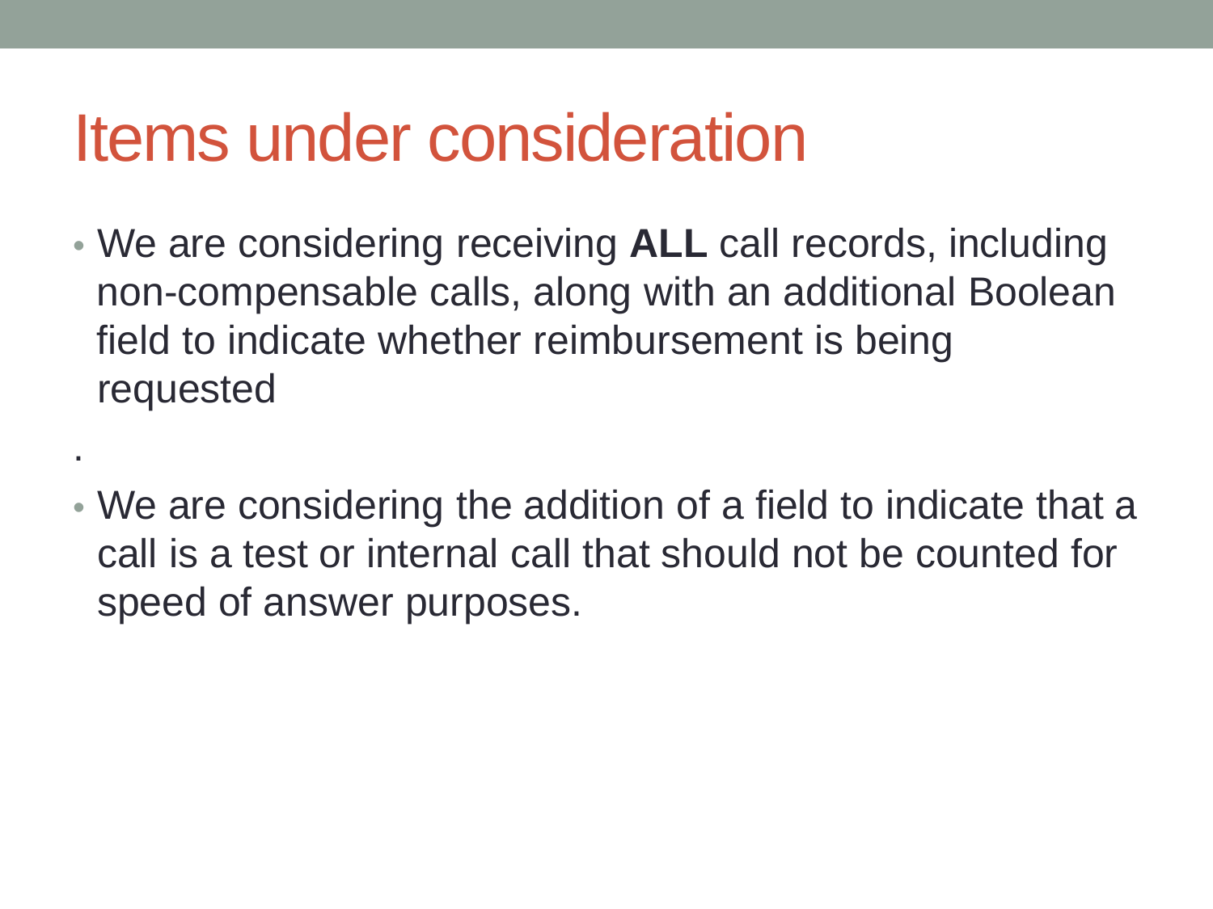# Items under consideration

- We are considering receiving **ALL** call records, including non-compensable calls, along with an additional Boolean field to indicate whether reimbursement is being requested

.

- We are considering the addition of a field to indicate that a call is a test or internal call that should not be counted for speed of answer purposes.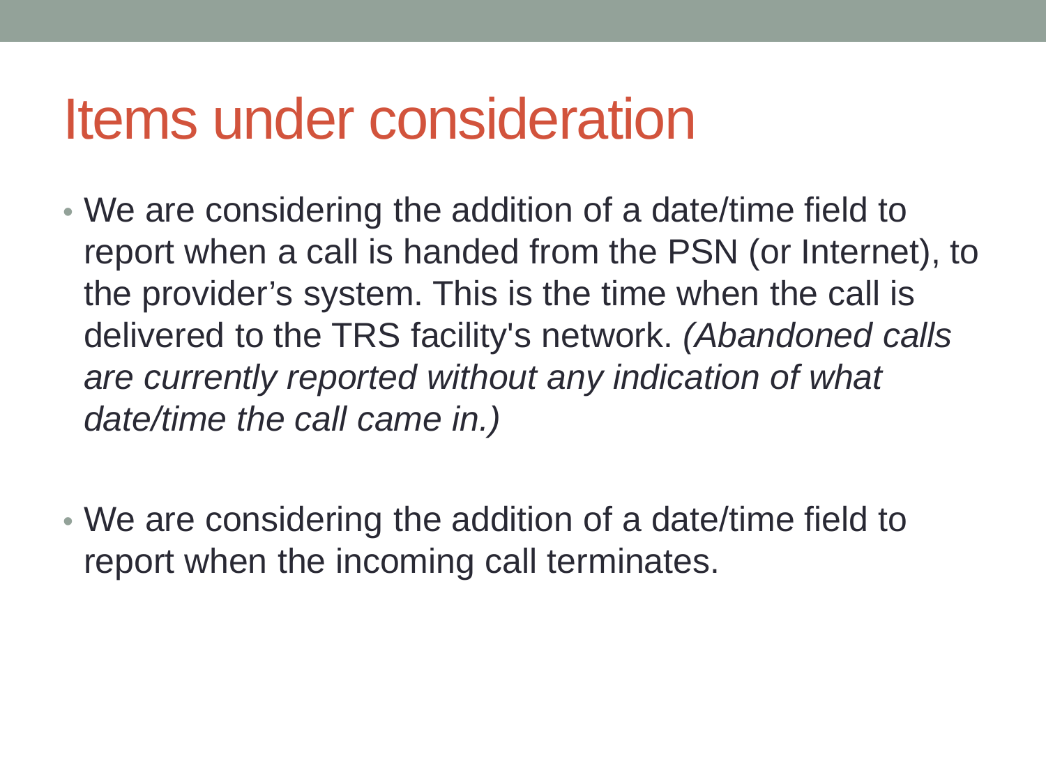# Items under consideration

- We are considering the addition of a date/time field to report when a call is handed from the PSN (or Internet), to the provider’s system. This is the time when the call is delivered to the TRS facility's network. *(Abandoned calls are currently reported without any indication of what date/time the call came in.)*

- We are considering the addition of a date/time field to report when the incoming call terminates.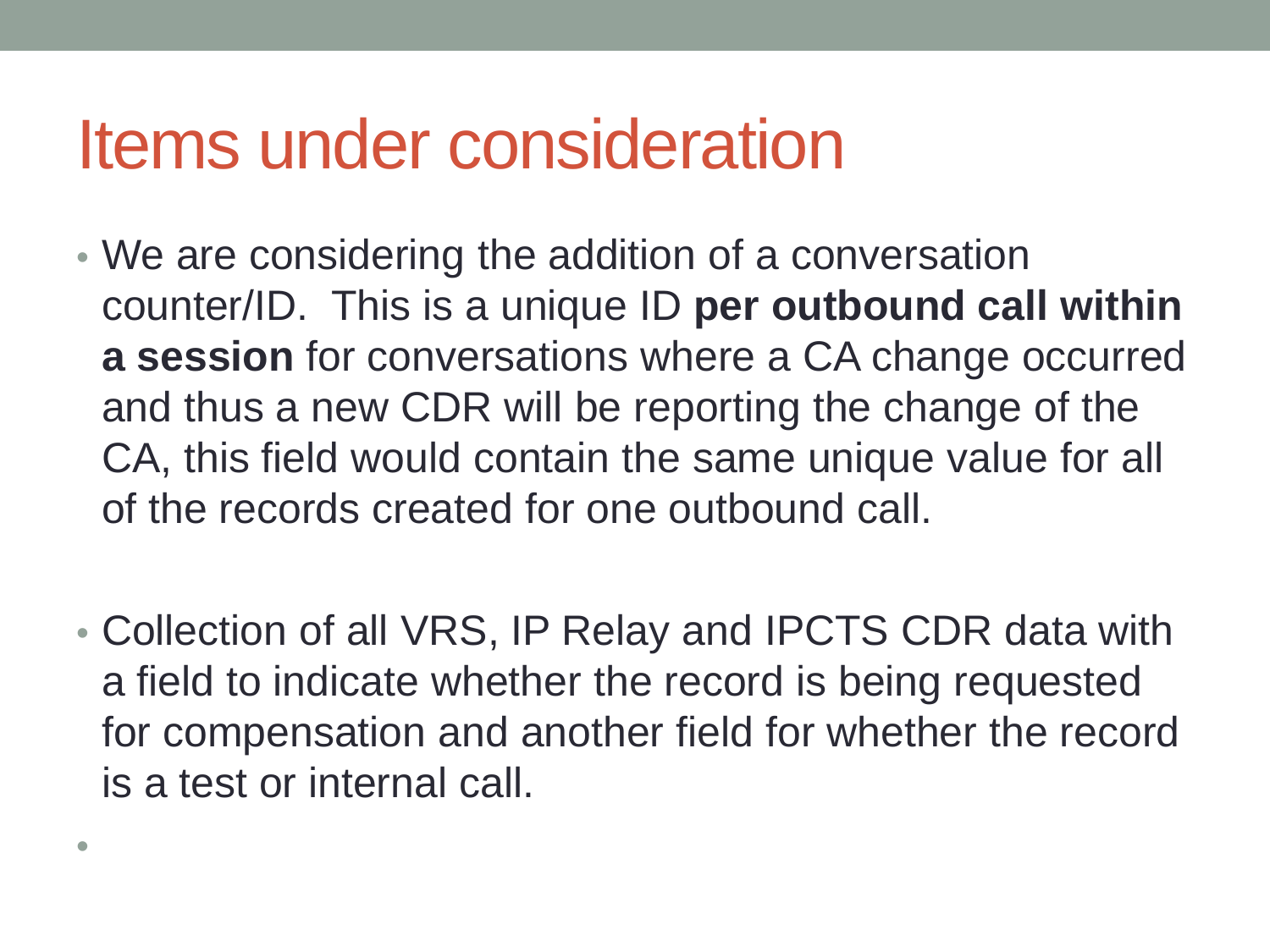# Items under consideration

- We are considering the addition of a conversation counter/ID. This is a unique ID **per outbound call within a session** for conversations where a CA change occurred and thus a new CDR will be reporting the change of the CA, this field would contain the same unique value for all of the records created for one outbound call.

- Collection of all VRS, IP Relay and IPCTS CDR data with a field to indicate whether the record is being requested for compensation and another field for whether the record is a test or internal call.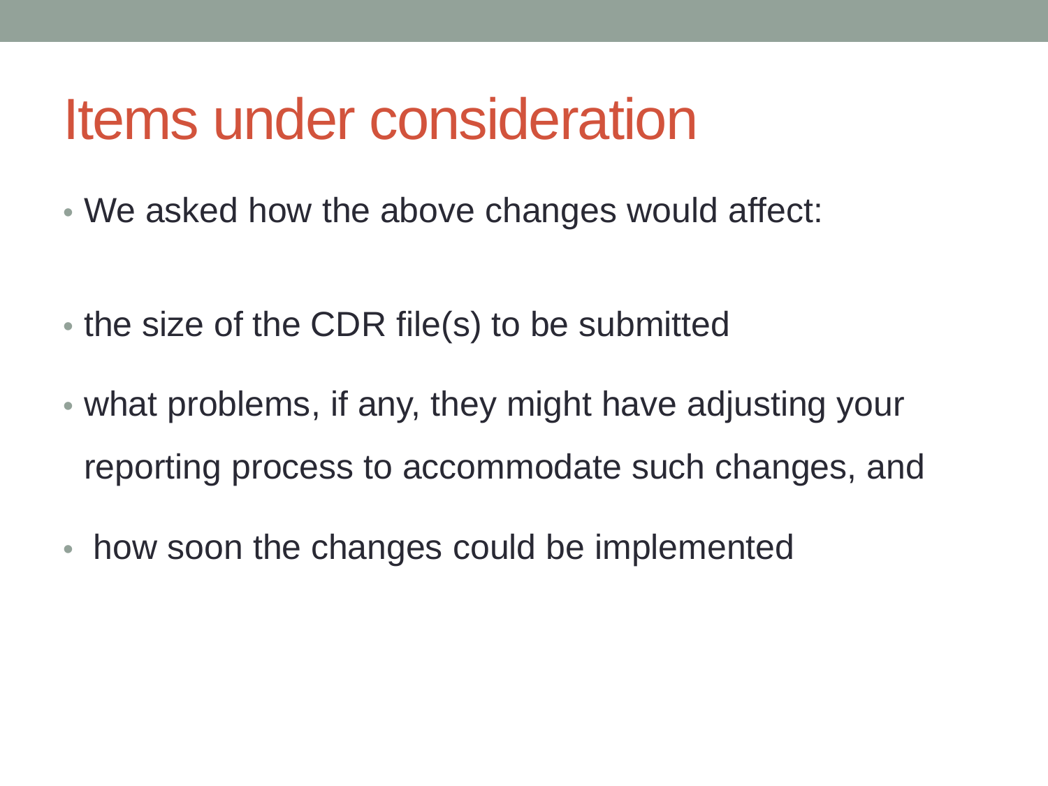# Items under consideration

- We asked how the above changes would affect:

- the size of the CDR file(s) to be submitted

- what problems, if any, they might have adjusting your reporting process to accommodate such changes, and

- how soon the changes could be implemented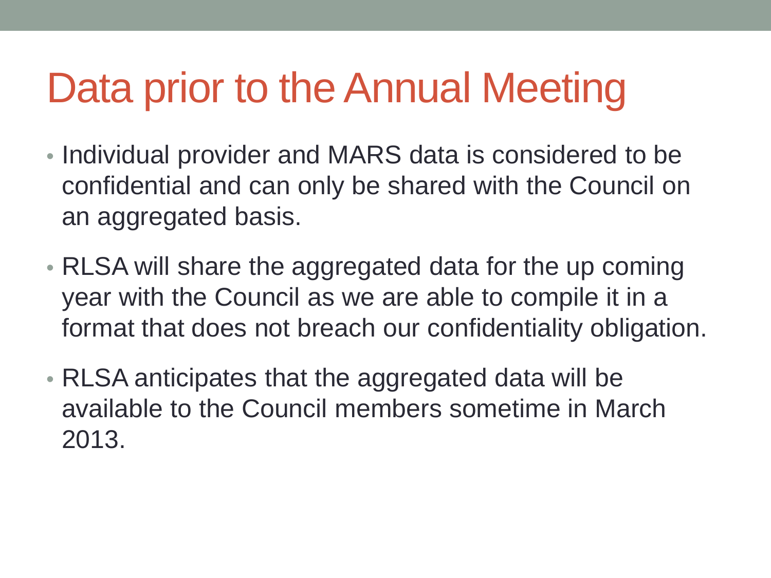# Data prior to the Annual Meeting

- Individual provider and MARS data is considered to be confidential and can only be shared with the Council on an aggregated basis.
- RLSA will share the aggregated data for the up coming year with the Council as we are able to compile it in a format that does not breach our confidentiality obligation.
- RLSA anticipates that the aggregated data will be available to the Council members sometime in March 2013.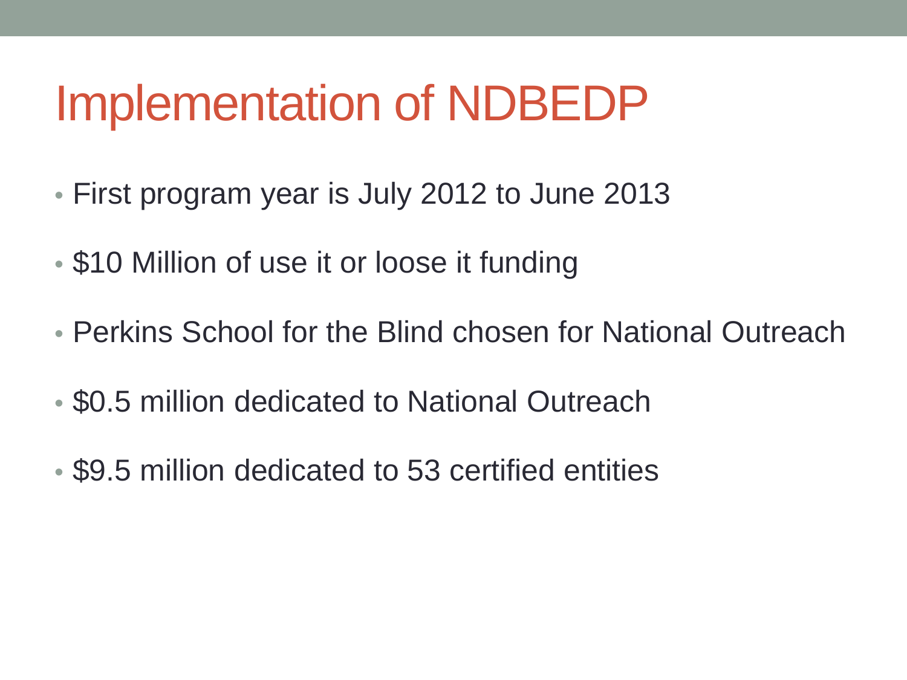# Implementation of NDBEDP

- First program year is July 2012 to June 2013
- $10 Million of use it or loose it funding
- Perkins School for the Blind chosen for National Outreach
- $0.5 million dedicated to National Outreach
- $9.5 million dedicated to 53 certified entities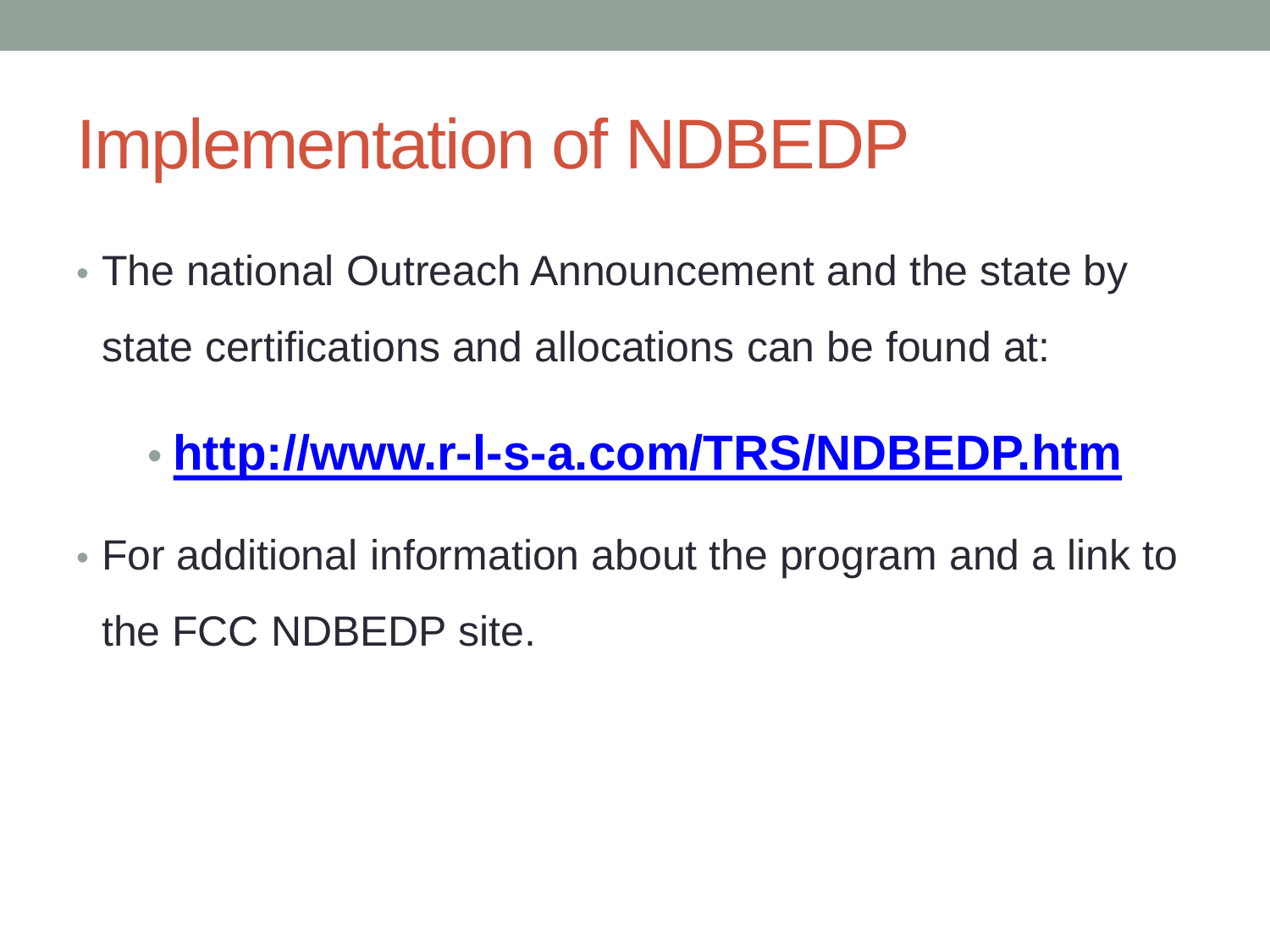# Implementation of NDBEDP

- The national Outreach Announcement and the state by state certifications and allocations can be found at:
  - **[http://www.r-l-s-a.com/TRS/NDBEDP.htm](http://www.r-l-s-a.com/TRS/NDBEDP.htm)**
- For additional information about the program and a link to the FCC NDBEDP site.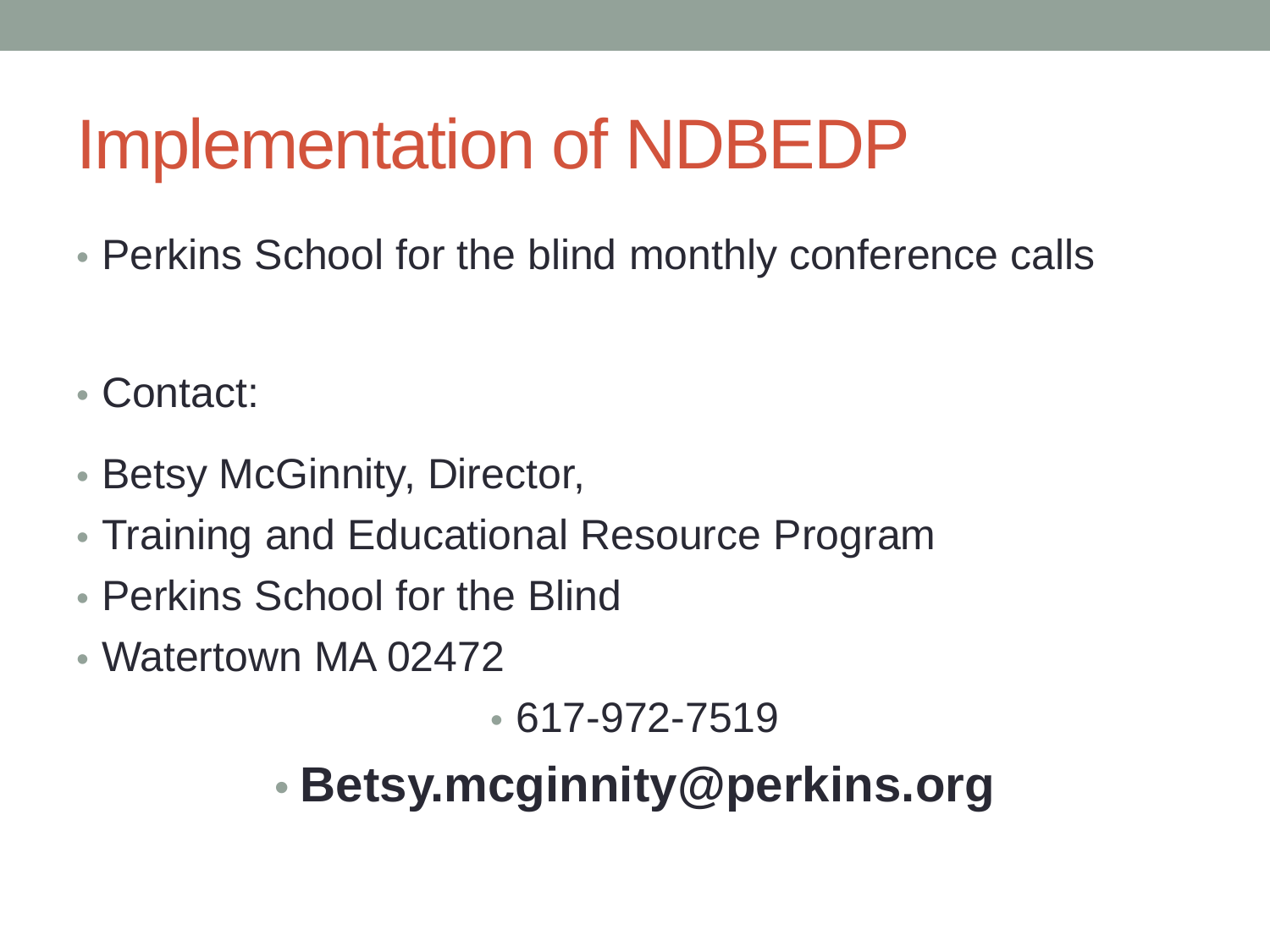# Implementation of NDBEDP

- Perkins School for the blind monthly conference calls

- Contact:
- Betsy McGinnity, Director,
- Training and Educational Resource Program
- Perkins School for the Blind
- Watertown MA 02472
  - 617-972-7519
- **Betsy.mcginnity@perkins.org**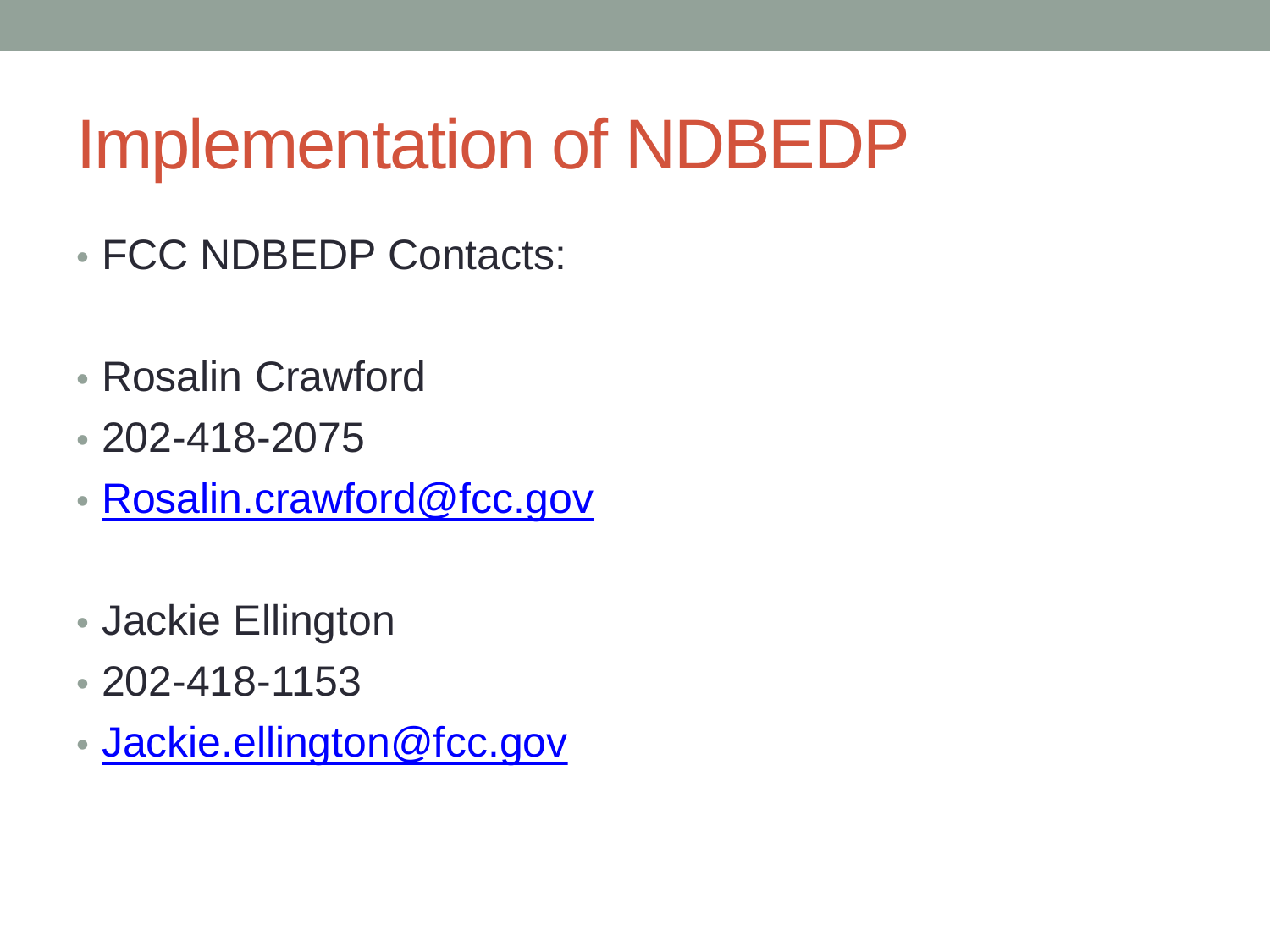# Implementation of NDBEDP

- FCC NDBEDP Contacts:

- Rosalin Crawford
- 202-418-2075
- Rosalin.crawford@fcc.gov

- Jackie Ellington
- 202-418-1153
- Jackie.ellington@fcc.gov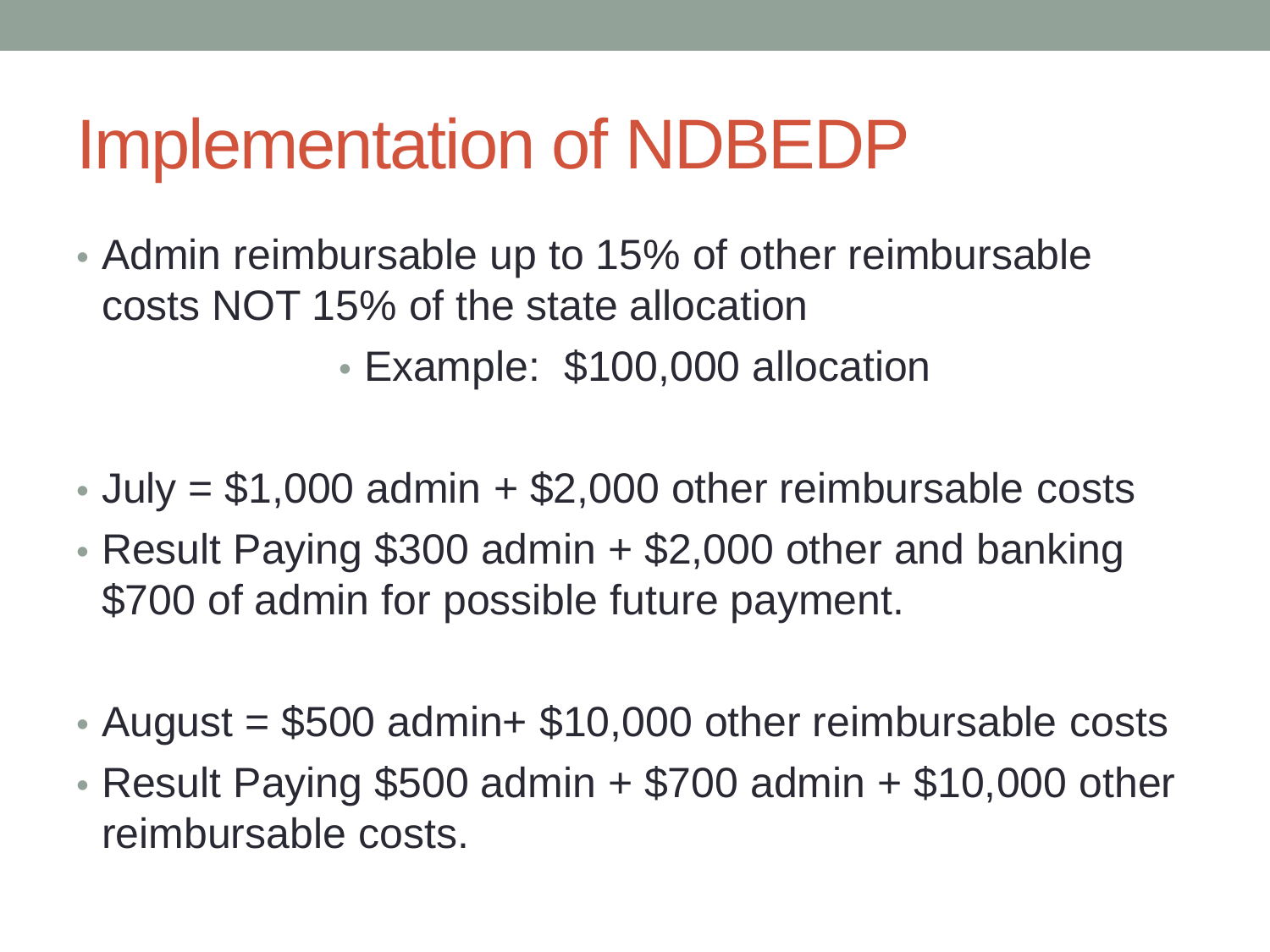# Implementation of NDBEDP

- Admin reimbursable up to 15% of other reimbursable costs NOT 15% of the state allocation
  - Example: $100,000 allocation

- July = $1,000 admin + $2,000 other reimbursable costs
- Result Paying $300 admin + $2,000 other and banking $700 of admin for possible future payment.

- August = $500 admin+ $10,000 other reimbursable costs
- Result Paying $500 admin + $700 admin + $10,000 other reimbursable costs.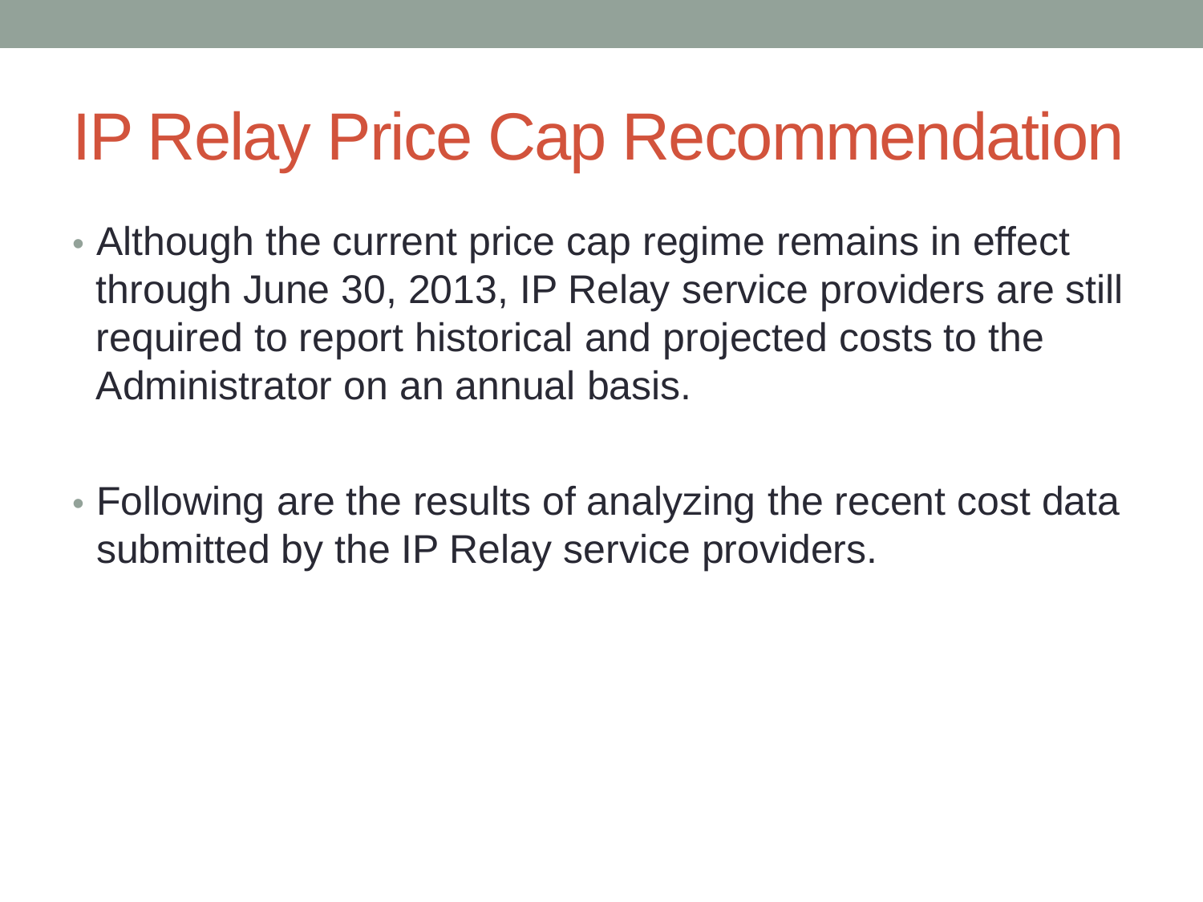# IP Relay Price Cap Recommendation

- Although the current price cap regime remains in effect through June 30, 2013, IP Relay service providers are still required to report historical and projected costs to the Administrator on an annual basis.
- Following are the results of analyzing the recent cost data submitted by the IP Relay service providers.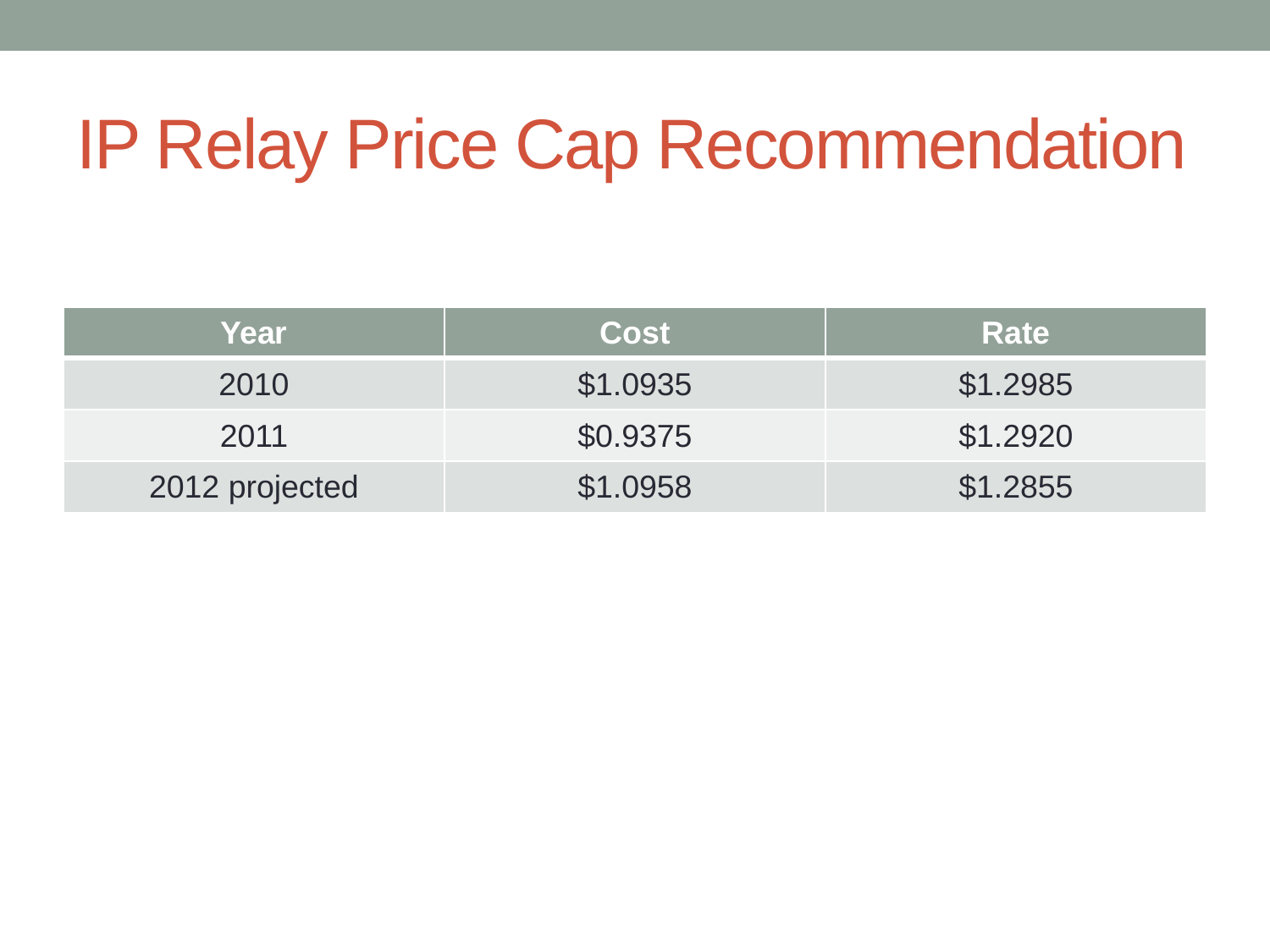# IP Relay Price Cap Recommendation

| Year | Cost | Rate |
| --- | --- | --- |
| 2010 | $1.0935 | $1.2985 |
| 2011 | $0.9375 | $1.2920 |
| 2012 projected | $1.0958 | $1.2855 |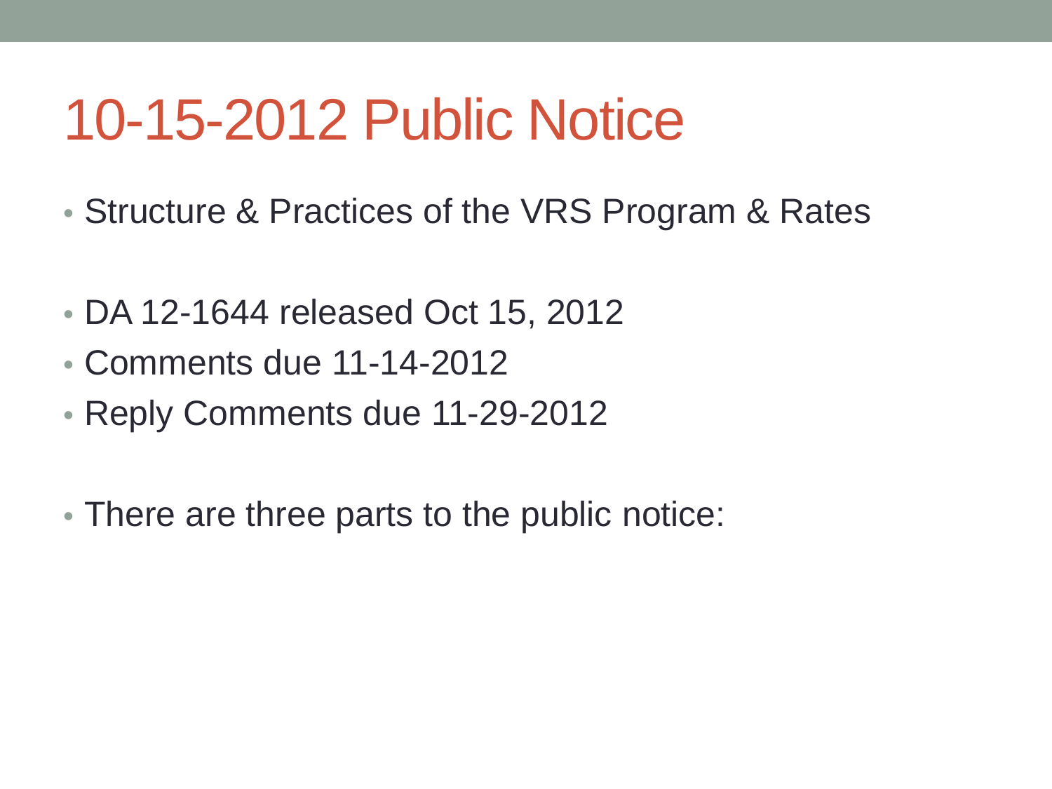# 10-15-2012 Public Notice

- Structure & Practices of the VRS Program & Rates

- DA 12-1644 released Oct 15, 2012
- Comments due 11-14-2012
- Reply Comments due 11-29-2012

- There are three parts to the public notice: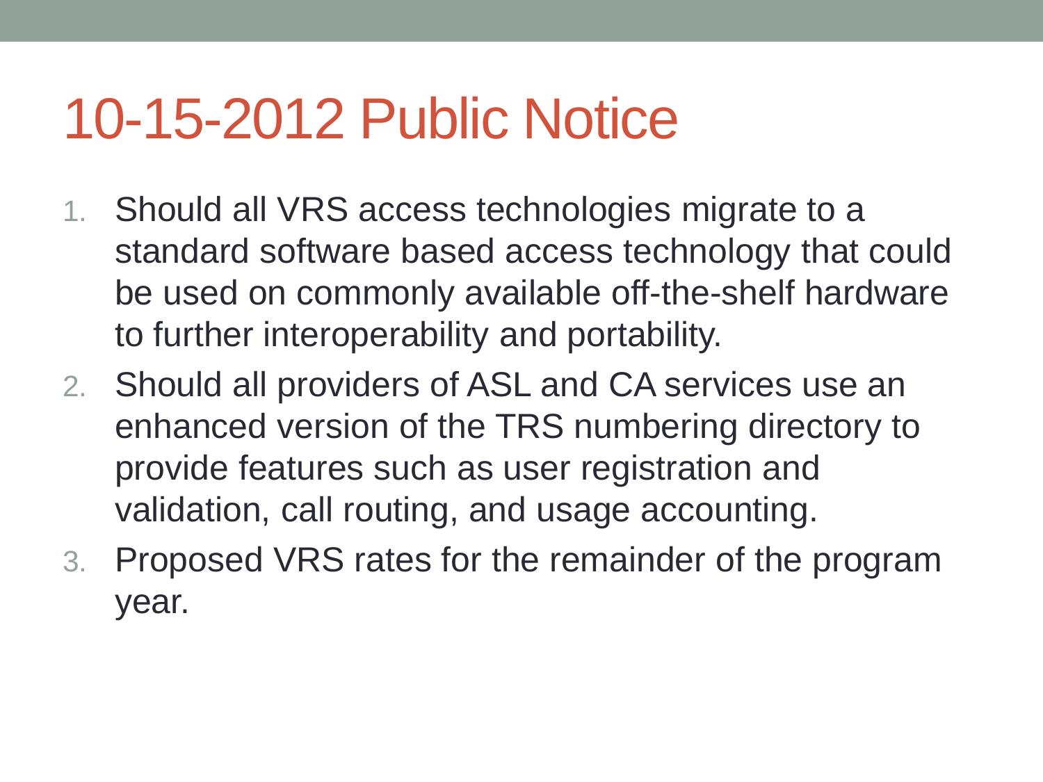# 10-15-2012 Public Notice

1. Should all VRS access technologies migrate to a standard software based access technology that could be used on commonly available off-the-shelf hardware to further interoperability and portability.
2. Should all providers of ASL and CA services use an enhanced version of the TRS numbering directory to provide features such as user registration and validation, call routing, and usage accounting.
3. Proposed VRS rates for the remainder of the program year.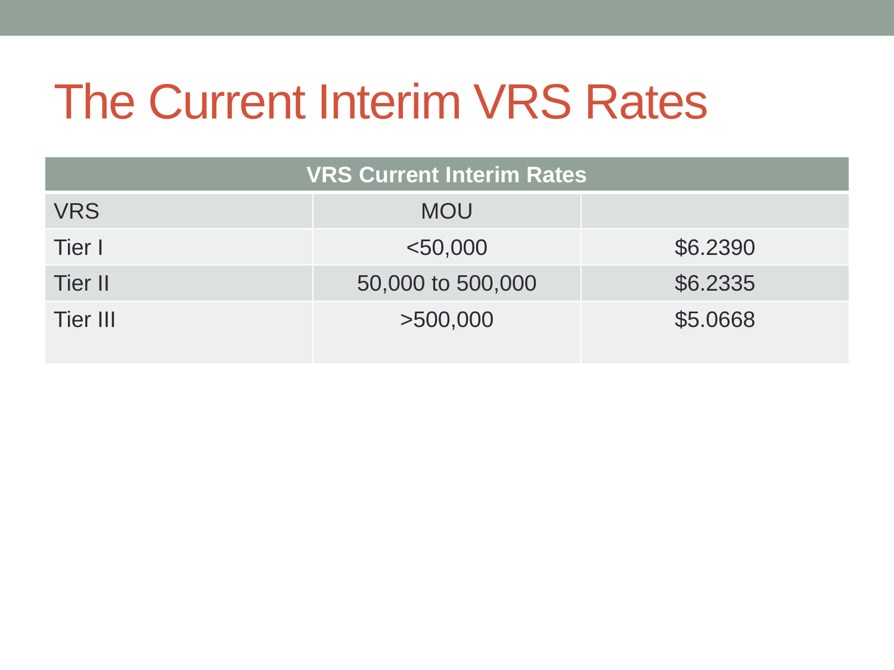# The Current Interim VRS Rates

| VRS Current Interim Rates | | |
|---|---|---|
| VRS | MOU | |
| Tier I | <50,000 | $6.2390 |
| Tier II | 50,000 to 500,000 | $6.2335 |
| Tier III | >500,000 | $5.0668 |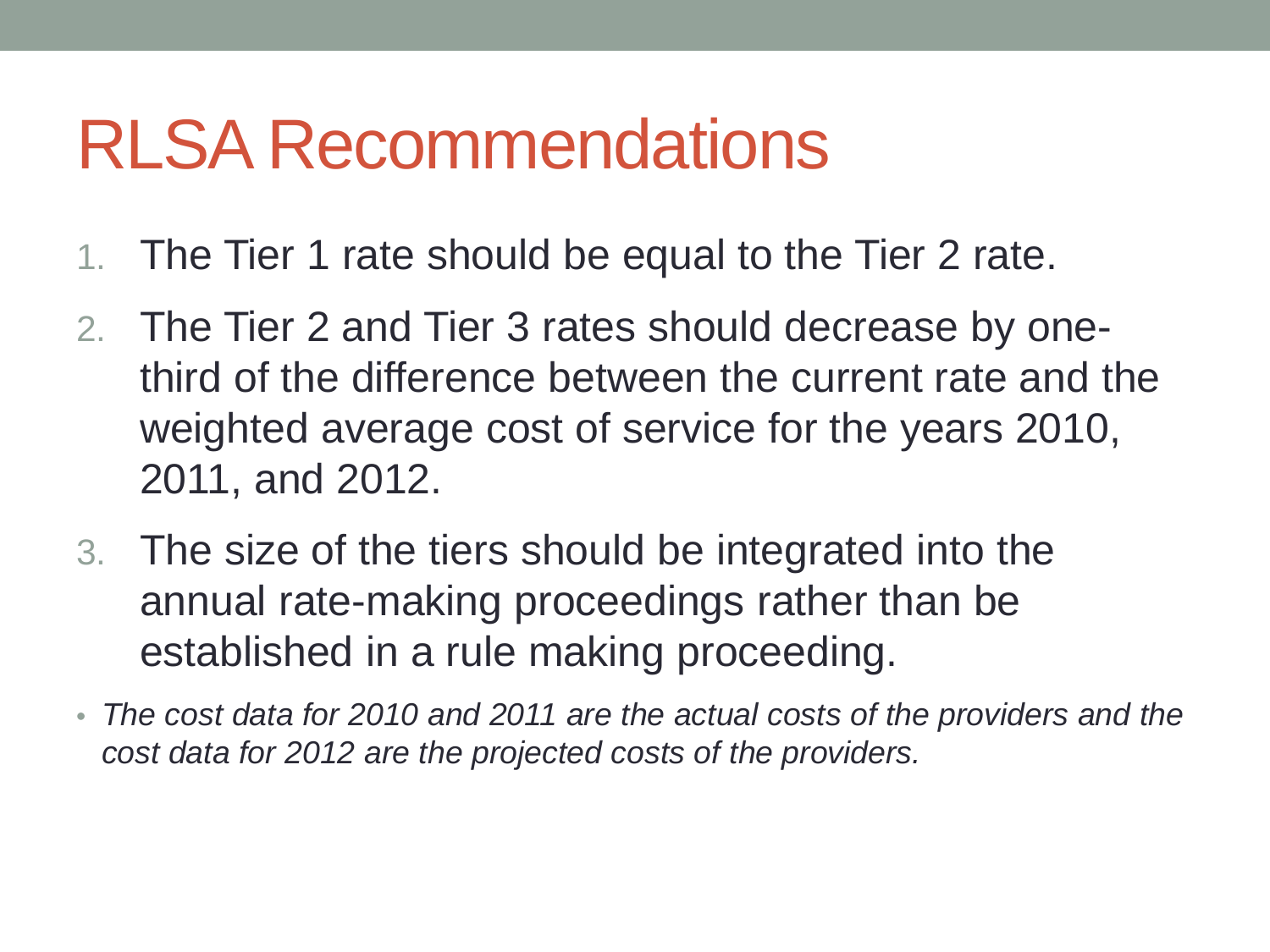# RLSA Recommendations

1. The Tier 1 rate should be equal to the Tier 2 rate.
2. The Tier 2 and Tier 3 rates should decrease by one-third of the difference between the current rate and the weighted average cost of service for the years 2010, 2011, and 2012.
3. The size of the tiers should be integrated into the annual rate-making proceedings rather than be established in a rule making proceeding.

- *The cost data for 2010 and 2011 are the actual costs of the providers and the cost data for 2012 are the projected costs of the providers.*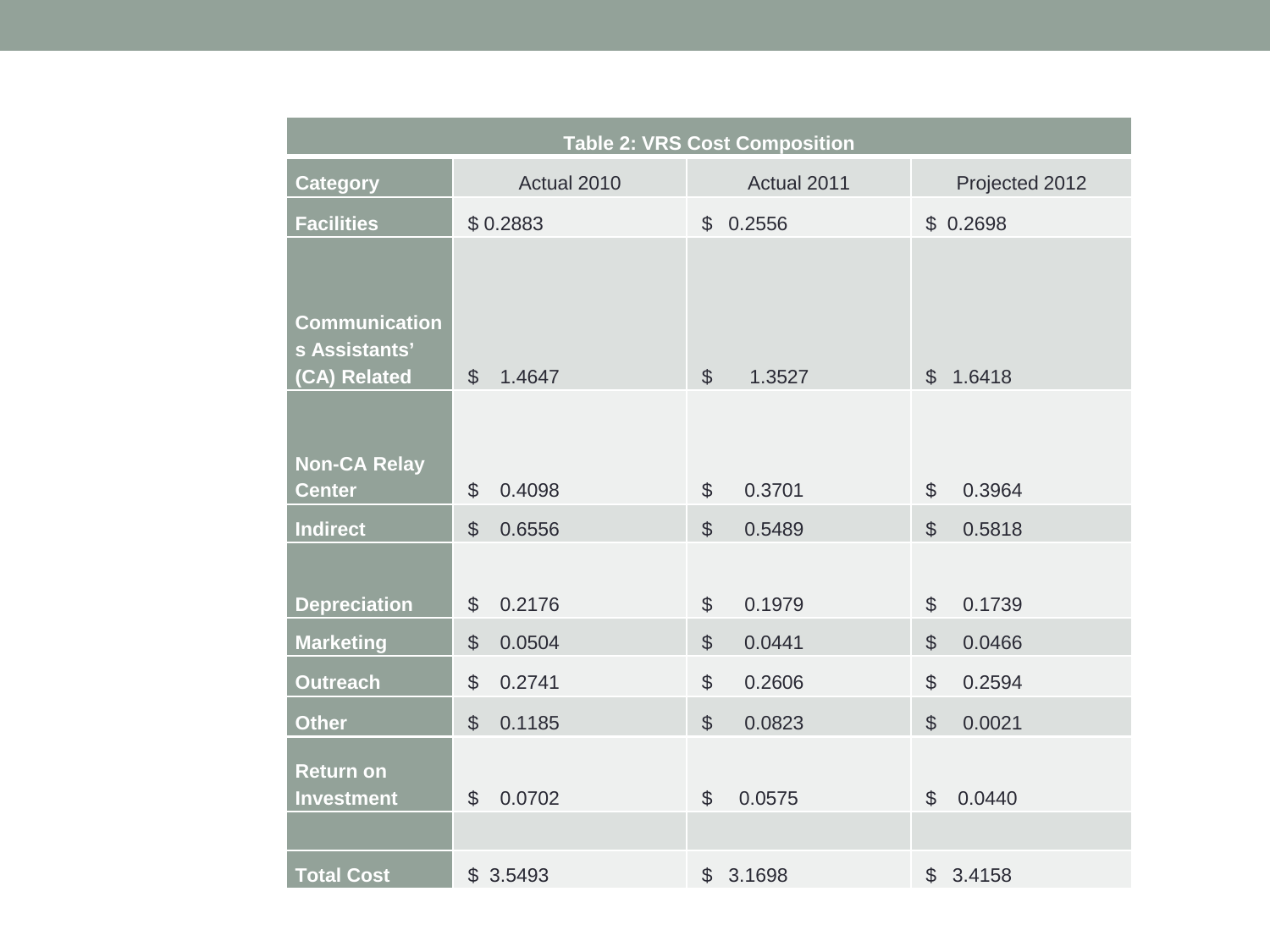| Table 2: VRS Cost Composition | | | |
|---|---|---|---|
| **Category** | Actual 2010 | Actual 2011 | Projected 2012 |
| **Facilities** | $ 0.2883 | $ 0.2556 | $ 0.2698 |
| **Communications Assistants' (CA) Related** | $ 1.4647 | $ 1.3527 | $ 1.6418 |
| **Non-CA Relay Center** | $ 0.4098 | $ 0.3701 | $ 0.3964 |
| **Indirect** | $ 0.6556 | $ 0.5489 | $ 0.5818 |
| **Depreciation** | $ 0.2176 | $ 0.1979 | $ 0.1739 |
| **Marketing** | $ 0.0504 | $ 0.0441 | $ 0.0466 |
| **Outreach** | $ 0.2741 | $ 0.2606 | $ 0.2594 |
| **Other** | $ 0.1185 | $ 0.0823 | $ 0.0021 |
| **Return on Investment** | $ 0.0702 | $ 0.0575 | $ 0.0440 |
| | | | |
| **Total Cost** | $ 3.5493 | $ 3.1698 | $ 3.4158 |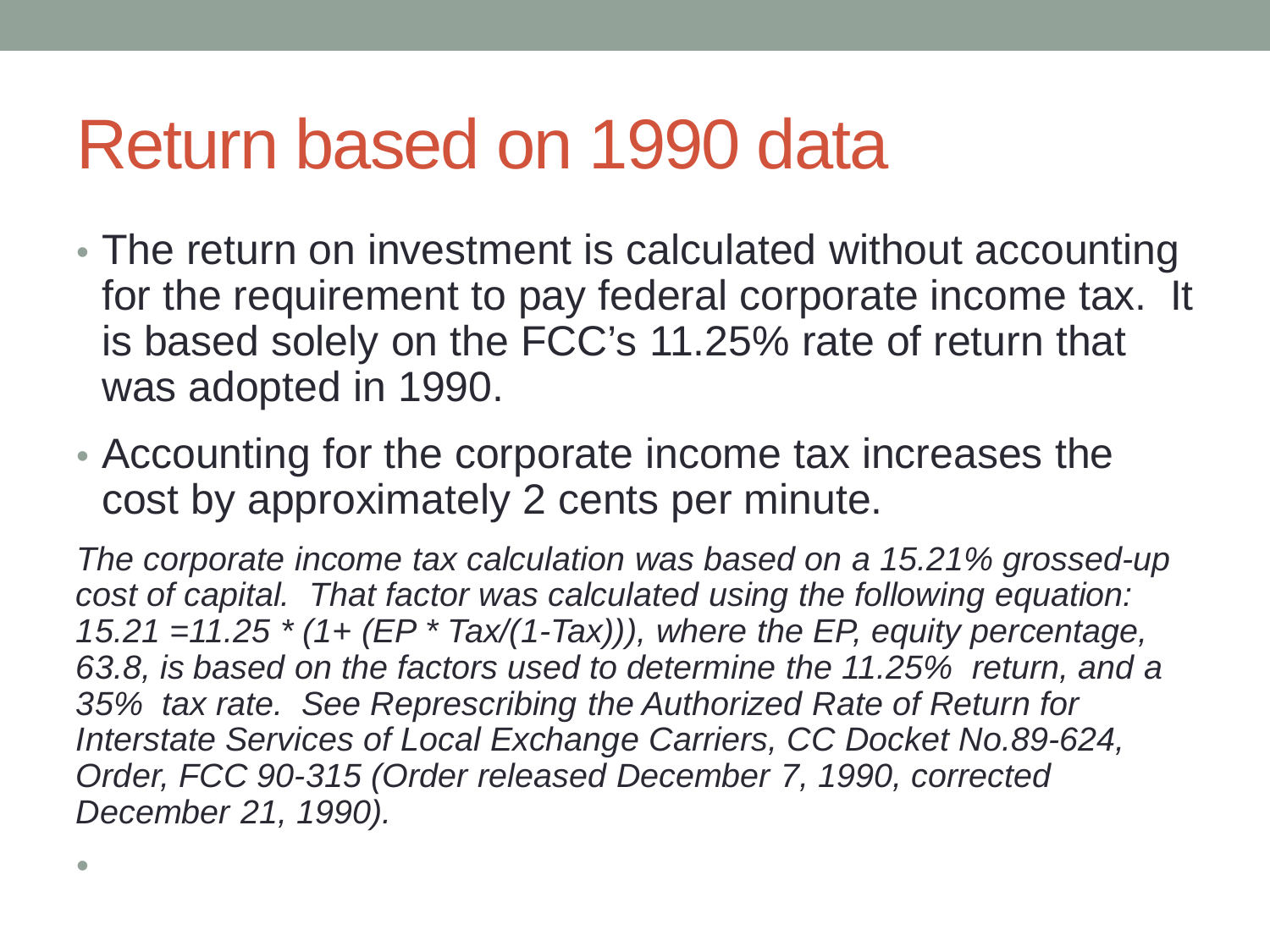# Return based on 1990 data

- The return on investment is calculated without accounting for the requirement to pay federal corporate income tax. It is based solely on the FCC's 11.25% rate of return that was adopted in 1990.
- Accounting for the corporate income tax increases the cost by approximately 2 cents per minute.

*The corporate income tax calculation was based on a 15.21% grossed-up cost of capital. That factor was calculated using the following equation: $15.21 = 11.25 * (1 + (EP * Tax/(1-Tax)))$, where the EP, equity percentage, 63.8, is based on the factors used to determine the 11.25% return, and a 35% tax rate. See Represcribing the Authorized Rate of Return for Interstate Services of Local Exchange Carriers, CC Docket No.89-624, Order, FCC 90-315 (Order released December 7, 1990, corrected December 21, 1990).*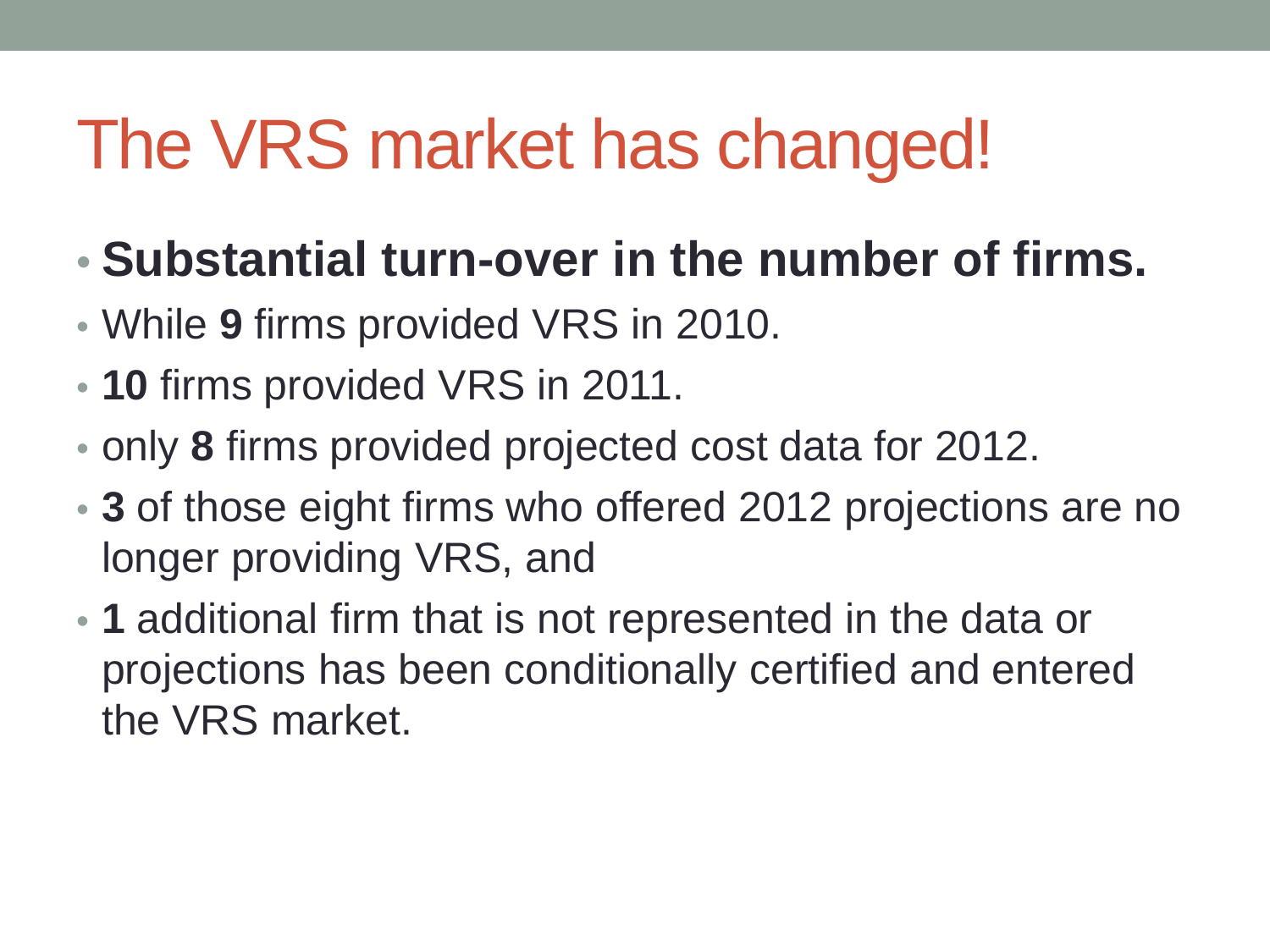# The VRS market has changed!

- **Substantial turn-over in the number of firms.**
- While **9** firms provided VRS in 2010.
- **10** firms provided VRS in 2011.
- only **8** firms provided projected cost data for 2012.
- **3** of those eight firms who offered 2012 projections are no longer providing VRS, and
- **1** additional firm that is not represented in the data or projections has been conditionally certified and entered the VRS market.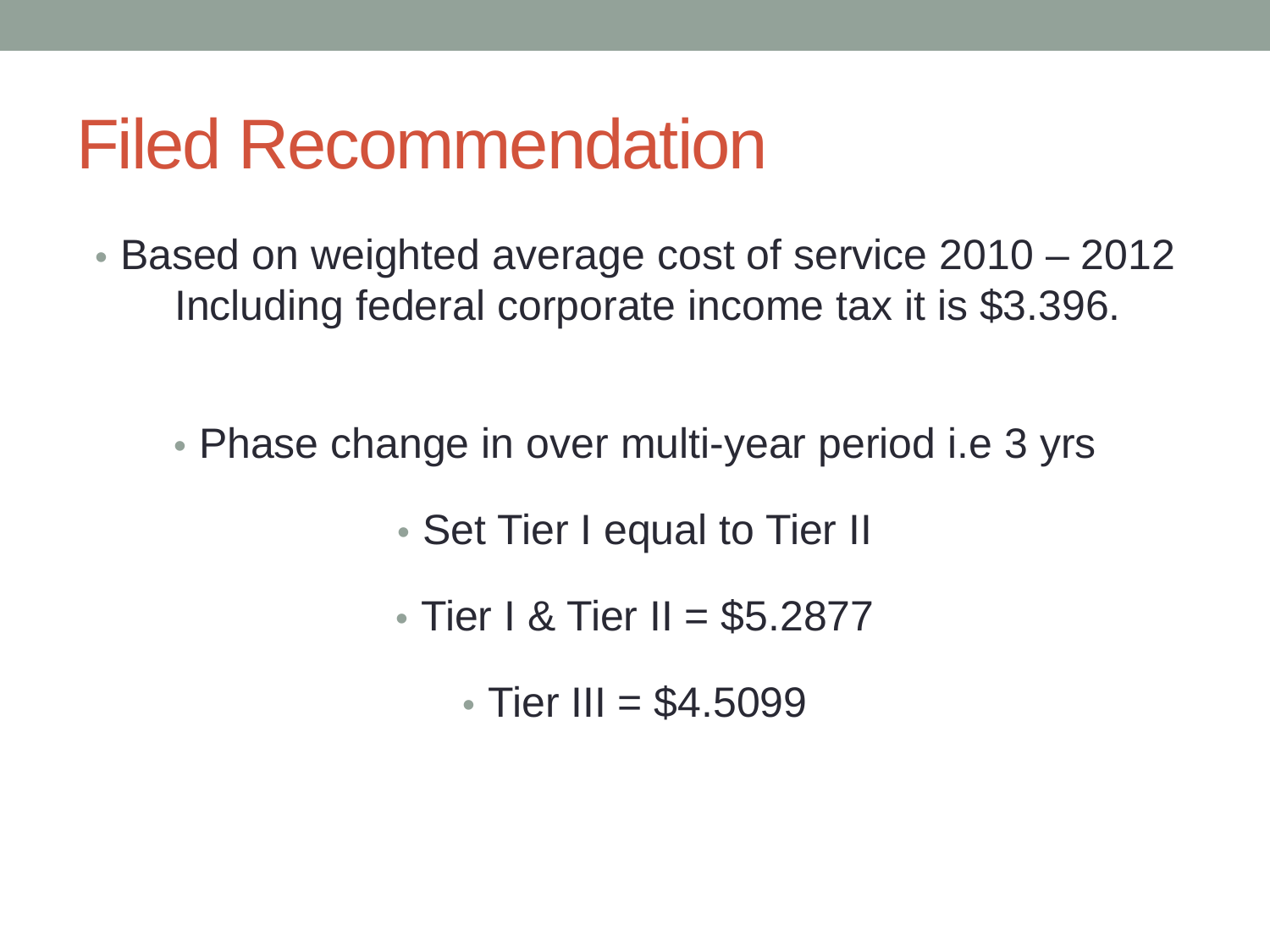# Filed Recommendation

- Based on weighted average cost of service 2010 – 2012 Including federal corporate income tax it is $3.396.

  - Phase change in over multi-year period i.e 3 yrs

    - Set Tier I equal to Tier II

    - Tier I & Tier II = $5.2877

      - Tier III = $4.5099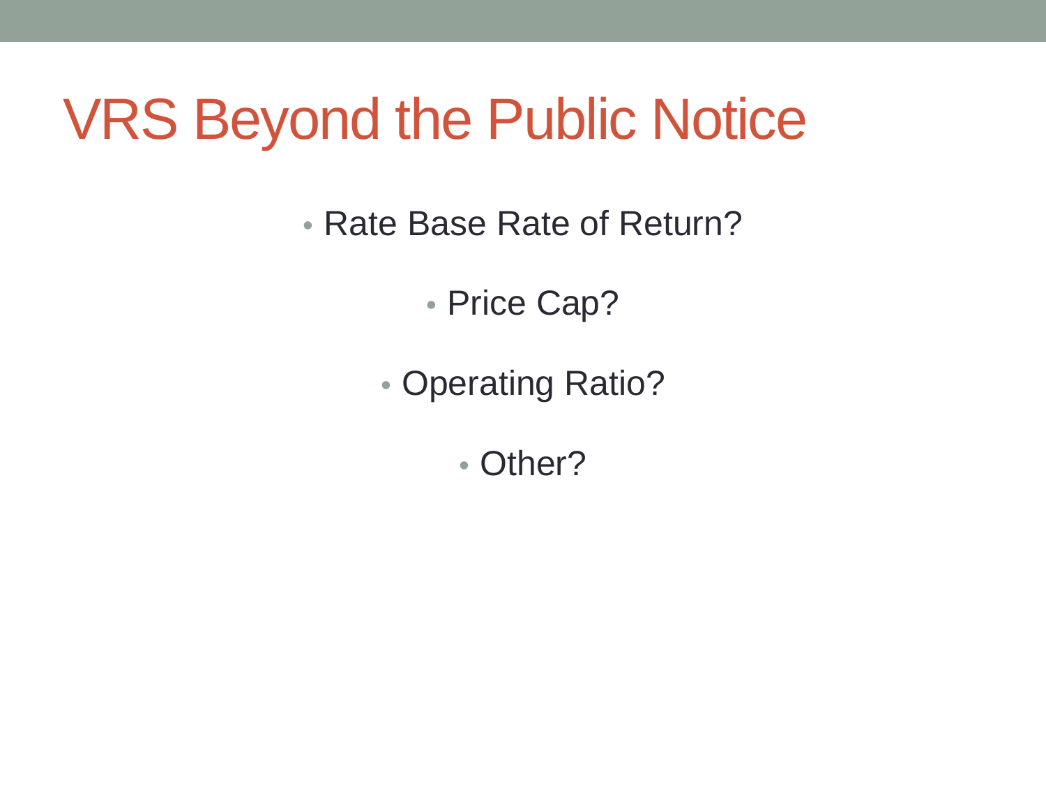# VRS Beyond the Public Notice

- Rate Base Rate of Return?
- Price Cap?
- Operating Ratio?
- Other?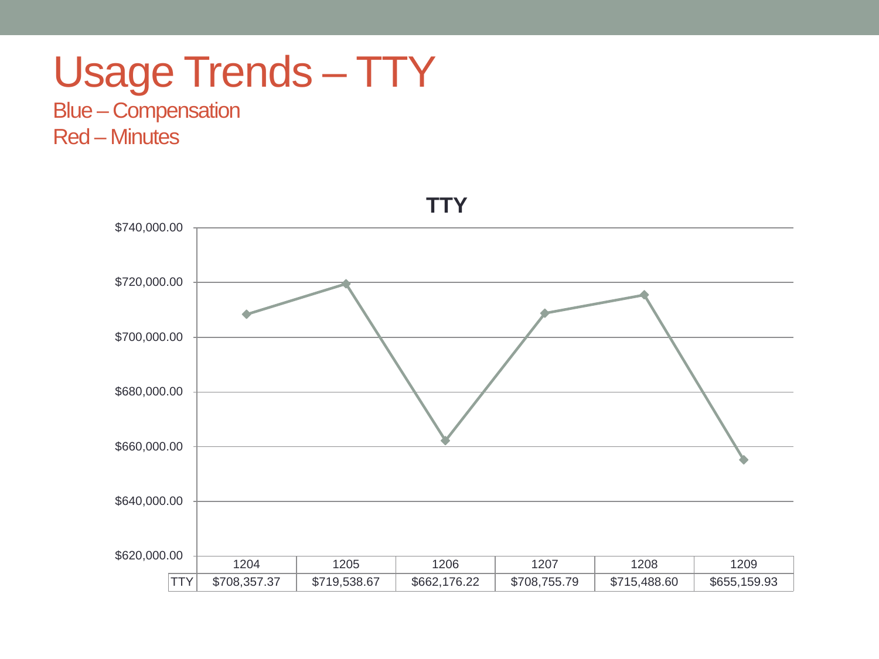# Usage Trends – TTY

Blue – Compensation
Red – Minutes

**TTY**

|  | 1204 | 1205 | 1206 | 1207 | 1208 | 1209 |
|---|---|---|---|---|---|---|
| TTY | $708,357.37 | $719,538.67 | $662,176.22 | $708,755.79 | $715,488.60 | $655,159.93 |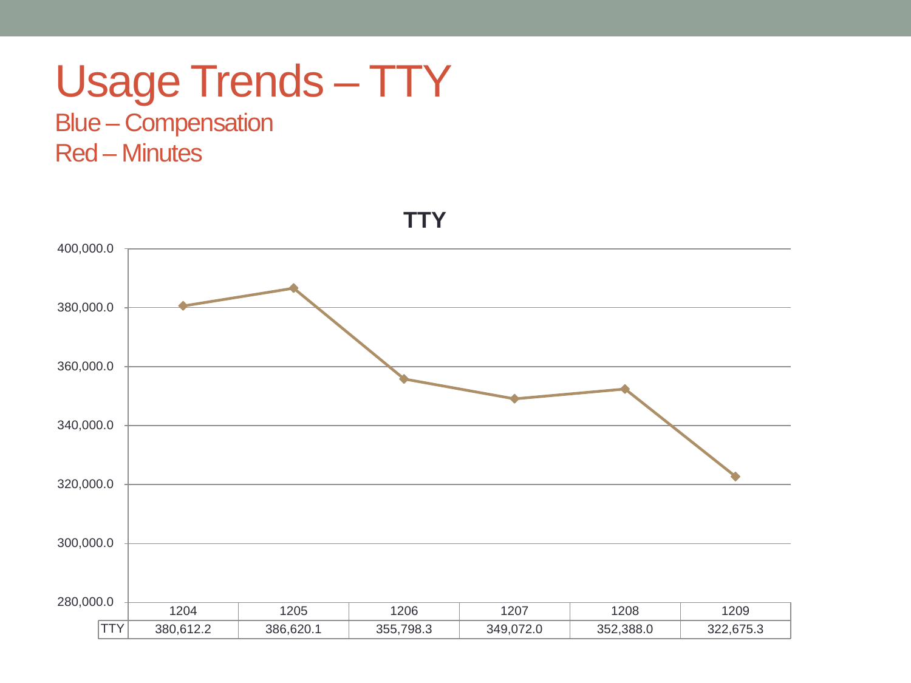# Usage Trends – TTY

Blue – Compensation

Red – Minutes

**TTY**

| | 1204 | 1205 | 1206 | 1207 | 1208 | 1209 |
|---|---|---|---|---|---|---|
| TTY | 380,612.2 | 386,620.1 | 355,798.3 | 349,072.0 | 352,388.0 | 322,675.3 |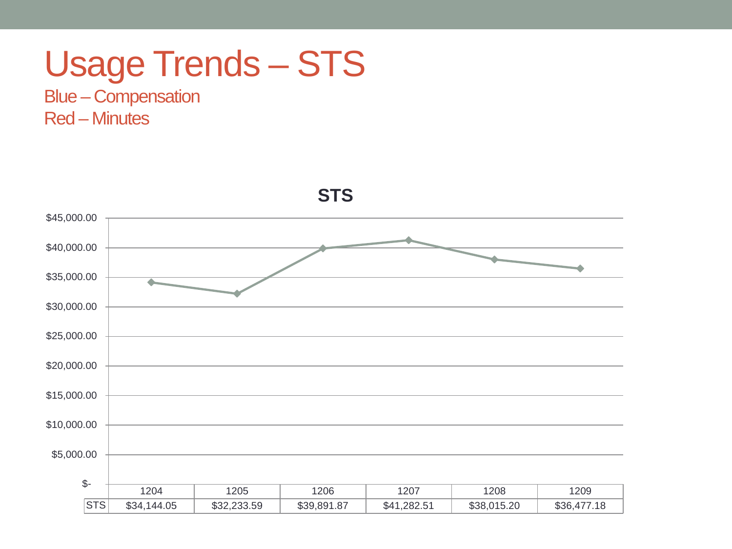# Usage Trends – STS

Blue – Compensation

Red – Minutes

**STS**

| | 1204 | 1205 | 1206 | 1207 | 1208 | 1209 |
|---|---|---|---|---|---|---|
| STS | $34,144.05 | $32,233.59 | $39,891.87 | $41,282.51 | $38,015.20 | $36,477.18 |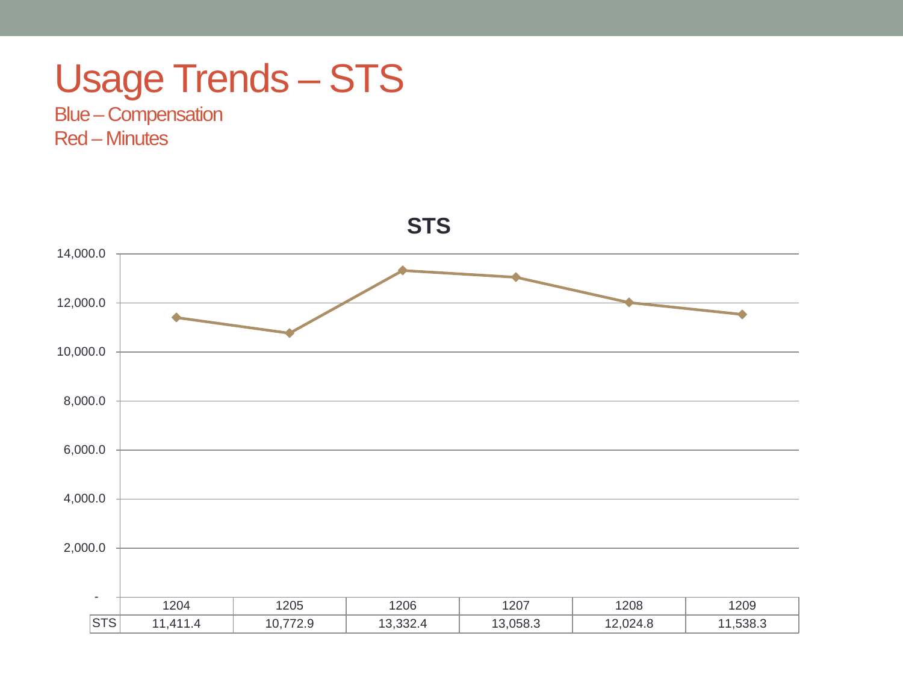# Usage Trends – STS

Blue – Compensation
Red – Minutes

**STS**

|  | 1204 | 1205 | 1206 | 1207 | 1208 | 1209 |
|---|---|---|---|---|---|---|
| STS | 11,411.4 | 10,772.9 | 13,332.4 | 13,058.3 | 12,024.8 | 11,538.3 |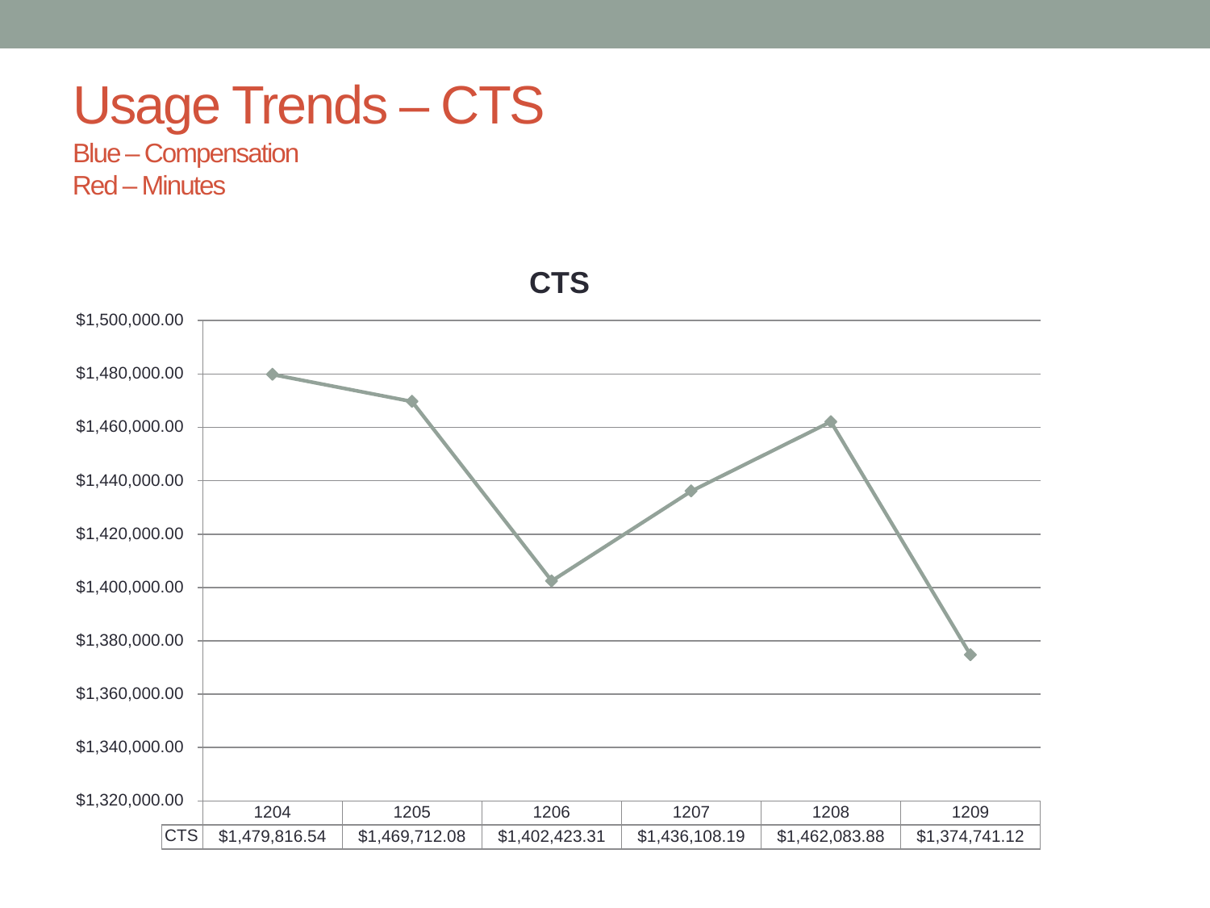# Usage Trends – CTS

Blue – Compensation

Red – Minutes

**CTS**

| | 1204 | 1205 | 1206 | 1207 | 1208 | 1209 |
|---|---|---|---|---|---|---|
| CTS | $1,479,816.54 | $1,469,712.08 | $1,402,423.31 | $1,436,108.19 | $1,462,083.88 | $1,374,741.12 |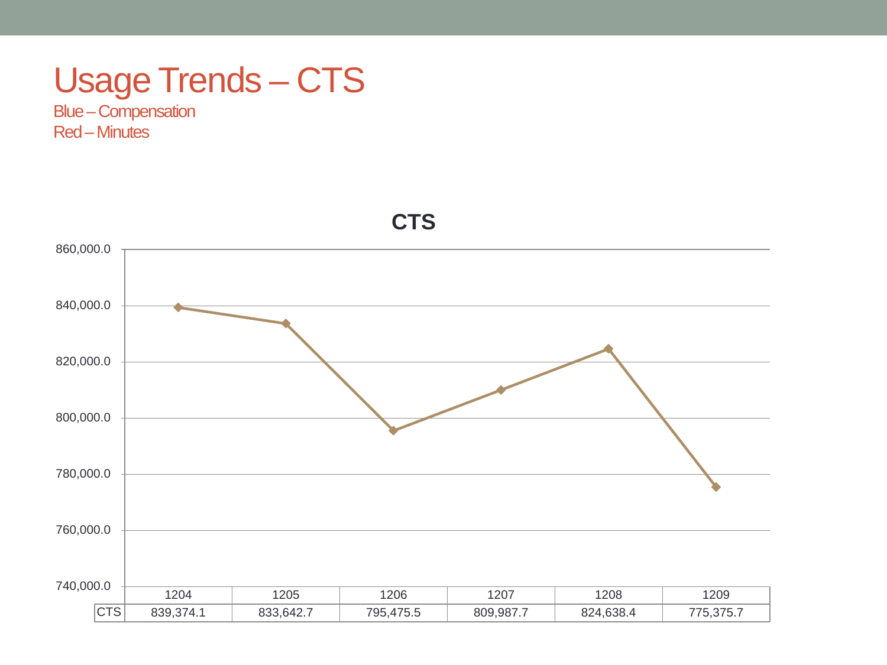# Usage Trends – CTS

Blue – Compensation
Red – Minutes

**CTS**

| | 1204 | 1205 | 1206 | 1207 | 1208 | 1209 |
|---|---|---|---|---|---|---|
| CTS | 839,374.1 | 833,642.7 | 795,475.5 | 809,987.7 | 824,638.4 | 775,375.7 |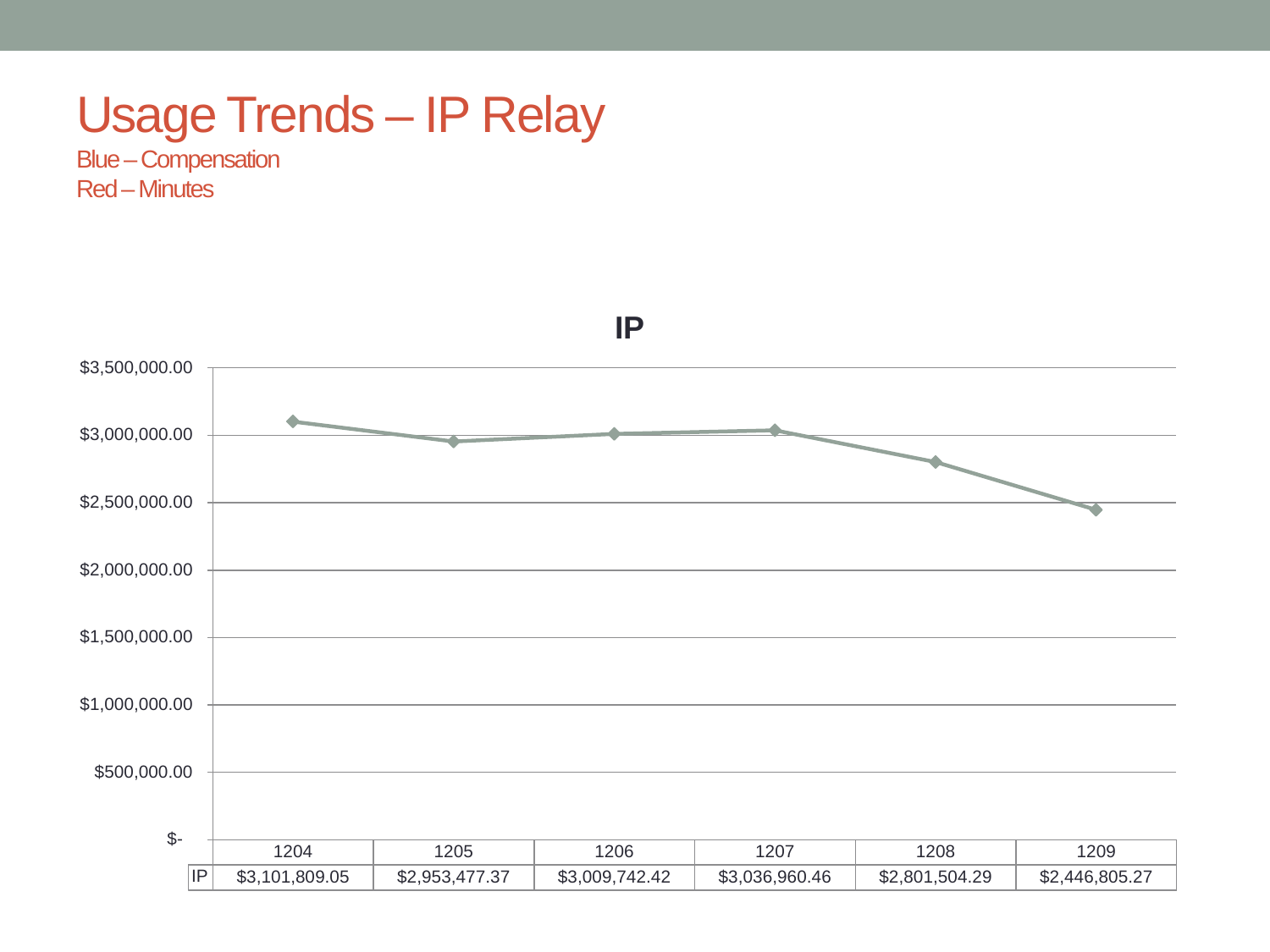# Usage Trends – IP Relay

Blue – Compensation
Red – Minutes

**IP**

| | 1204 | 1205 | 1206 | 1207 | 1208 | 1209 |
|---|---|---|---|---|---|---|
| IP | $3,101,809.05 | $2,953,477.37 | $3,009,742.42 | $3,036,960.46 | $2,801,504.29 | $2,446,805.27 |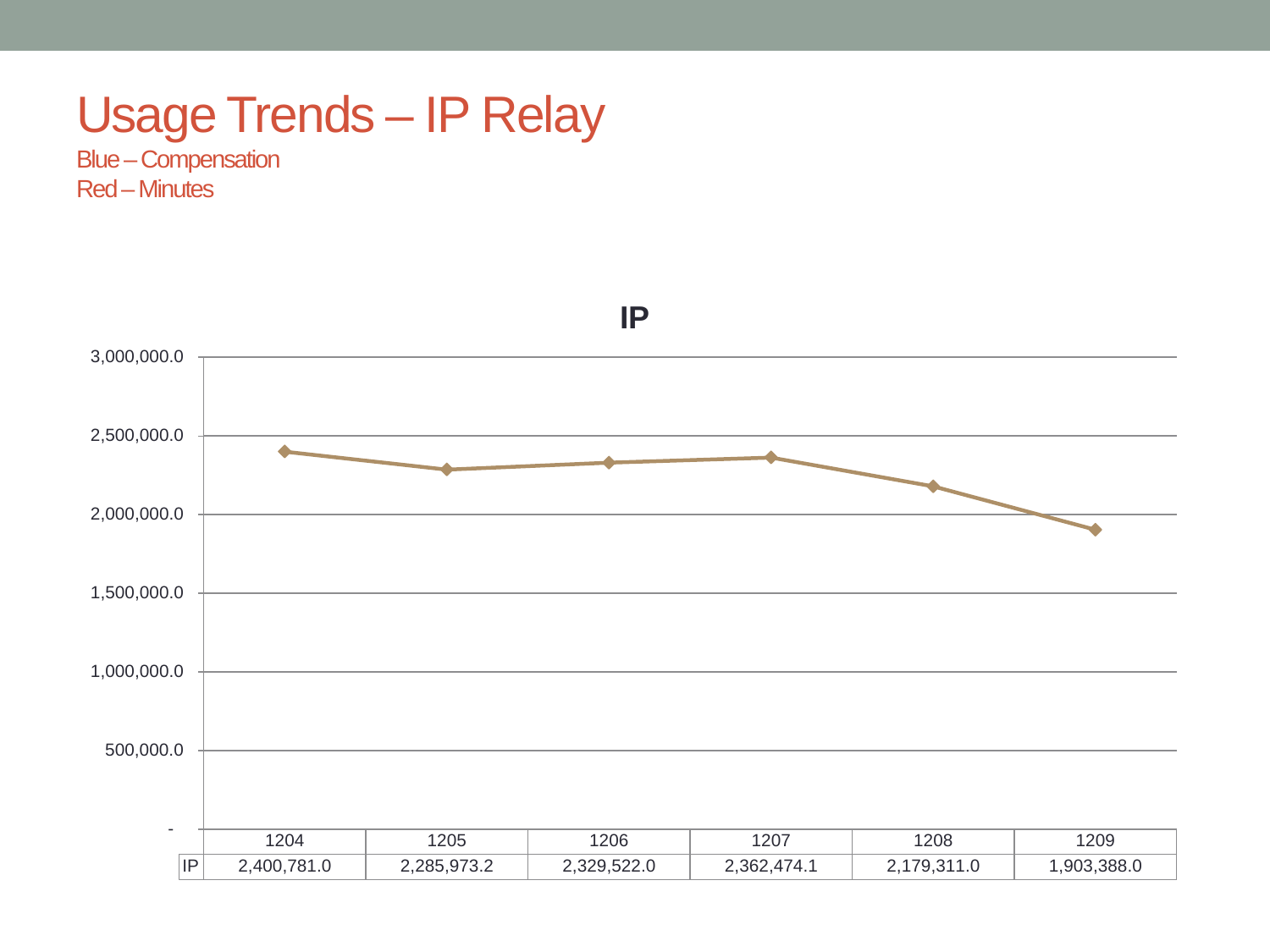# Usage Trends – IP Relay

Blue – Compensation
Red – Minutes

**IP**

|  | 1204 | 1205 | 1206 | 1207 | 1208 | 1209 |
|---|---|---|---|---|---|---|
| IP | 2,400,781.0 | 2,285,973.2 | 2,329,522.0 | 2,362,474.1 | 2,179,311.0 | 1,903,388.0 |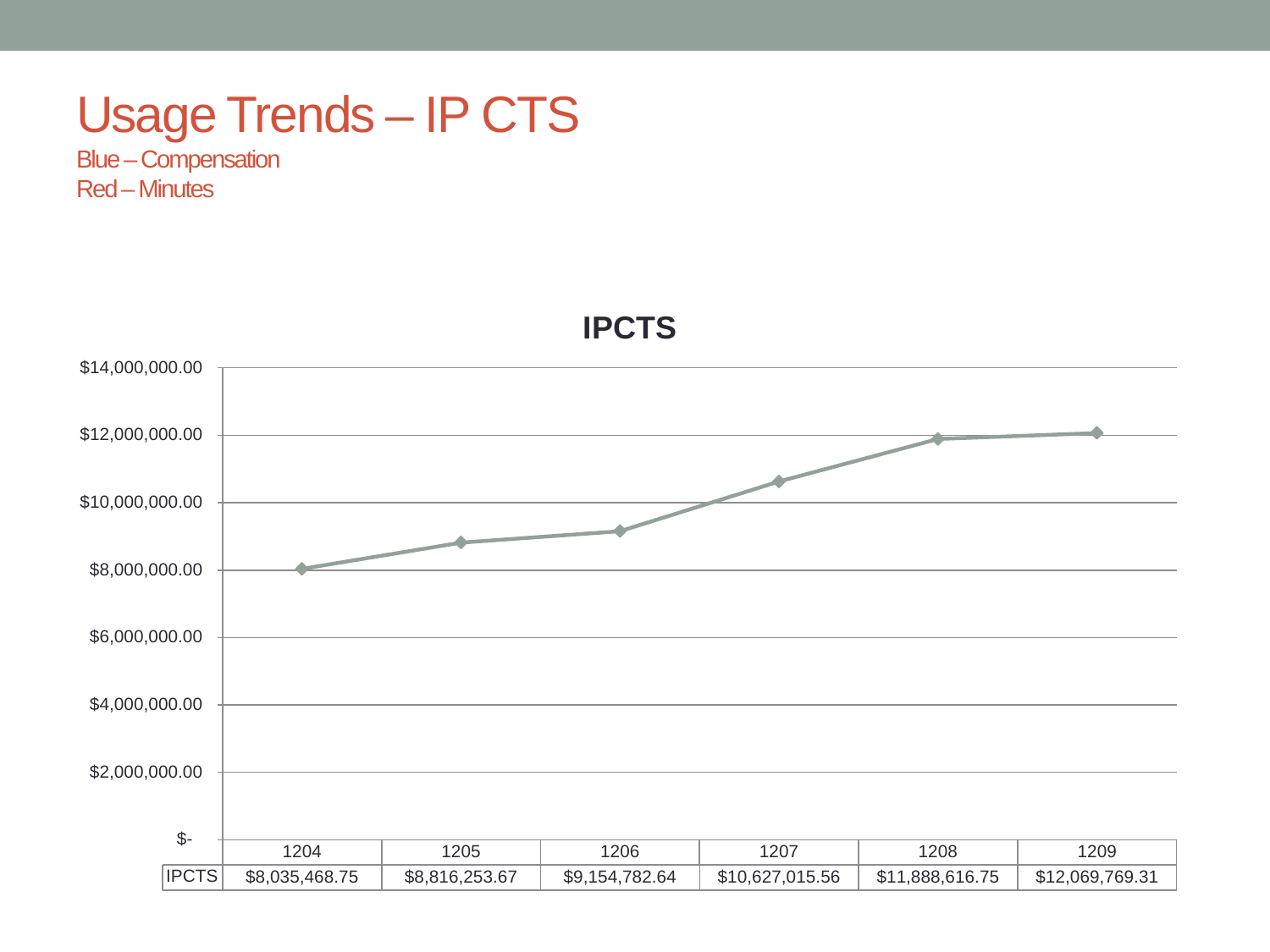# Usage Trends – IP CTS

Blue – Compensation
Red – Minutes

**IPCTS**

| | 1204 | 1205 | 1206 | 1207 | 1208 | 1209 |
|---|---|---|---|---|---|---|
| IPCTS | $8,035,468.75 | $8,816,253.67 | $9,154,782.64 | $10,627,015.56 | $11,888,616.75 | $12,069,769.31 |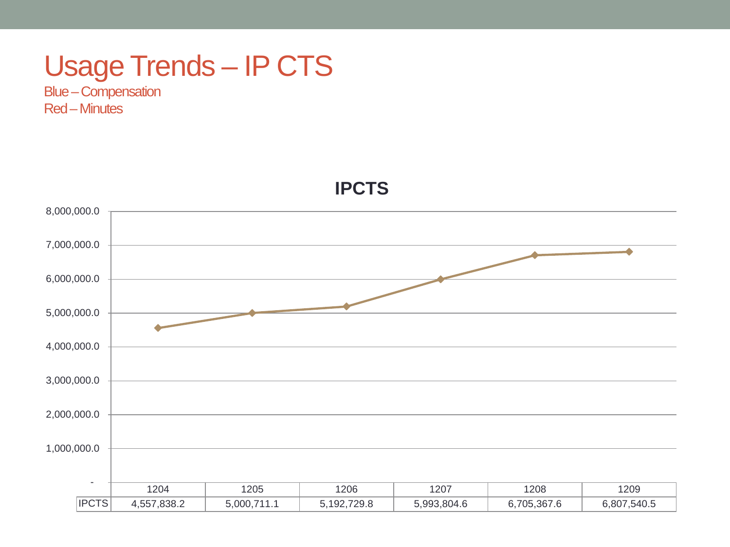# Usage Trends – IP CTS

Blue – Compensation
Red – Minutes

**IPCTS**

| | 1204 | 1205 | 1206 | 1207 | 1208 | 1209 |
|---|---|---|---|---|---|---|
| IPCTS | 4,557,838.2 | 5,000,711.1 | 5,192,729.8 | 5,993,804.6 | 6,705,367.6 | 6,807,540.5 |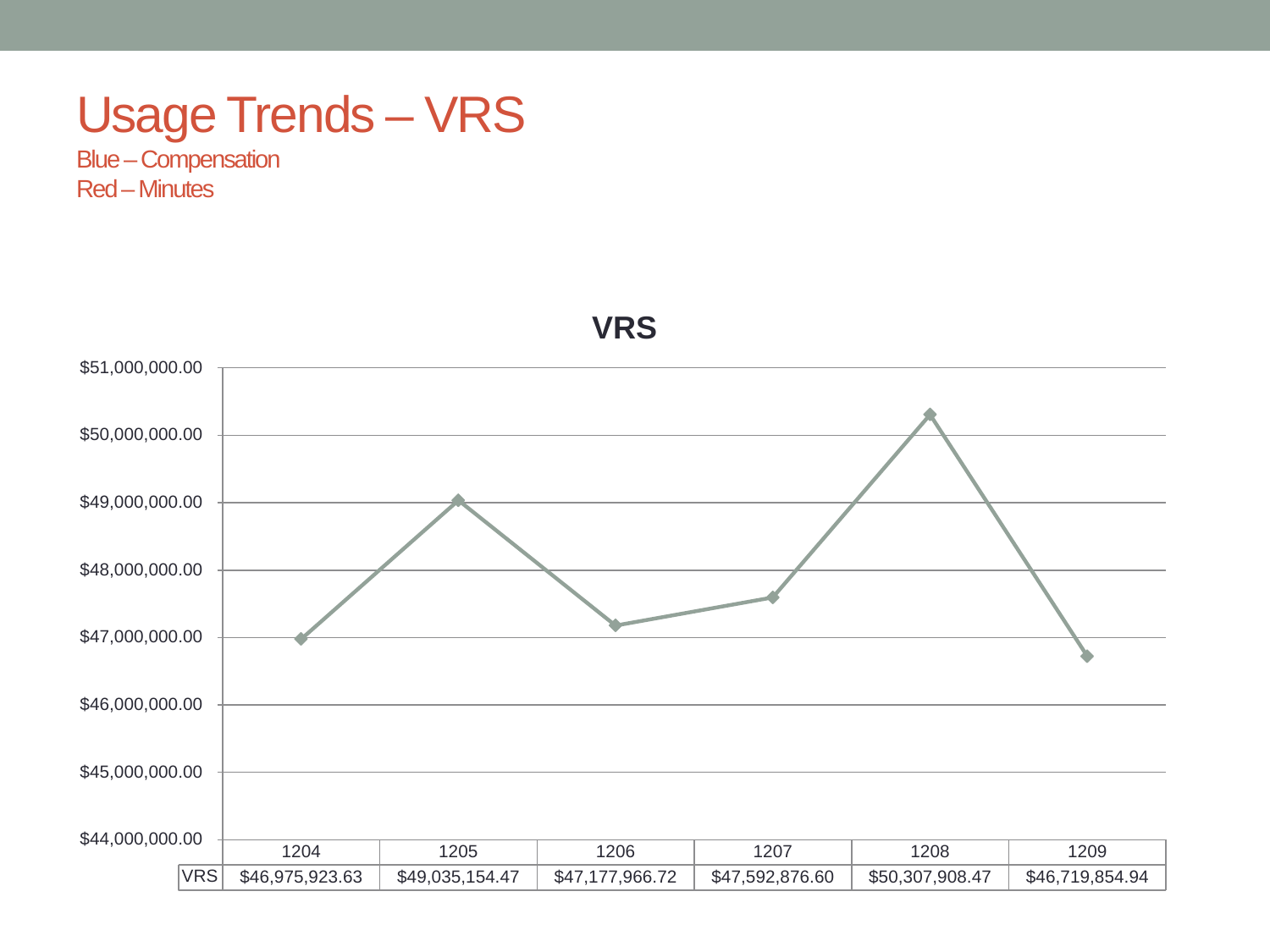# Usage Trends – VRS

Blue – Compensation
Red – Minutes

**VRS**

| | 1204 | 1205 | 1206 | 1207 | 1208 | 1209 |
|---|---|---|---|---|---|---|
| VRS | $46,975,923.63 | $49,035,154.47 | $47,177,966.72 | $47,592,876.60 | $50,307,908.47 | $46,719,854.94 |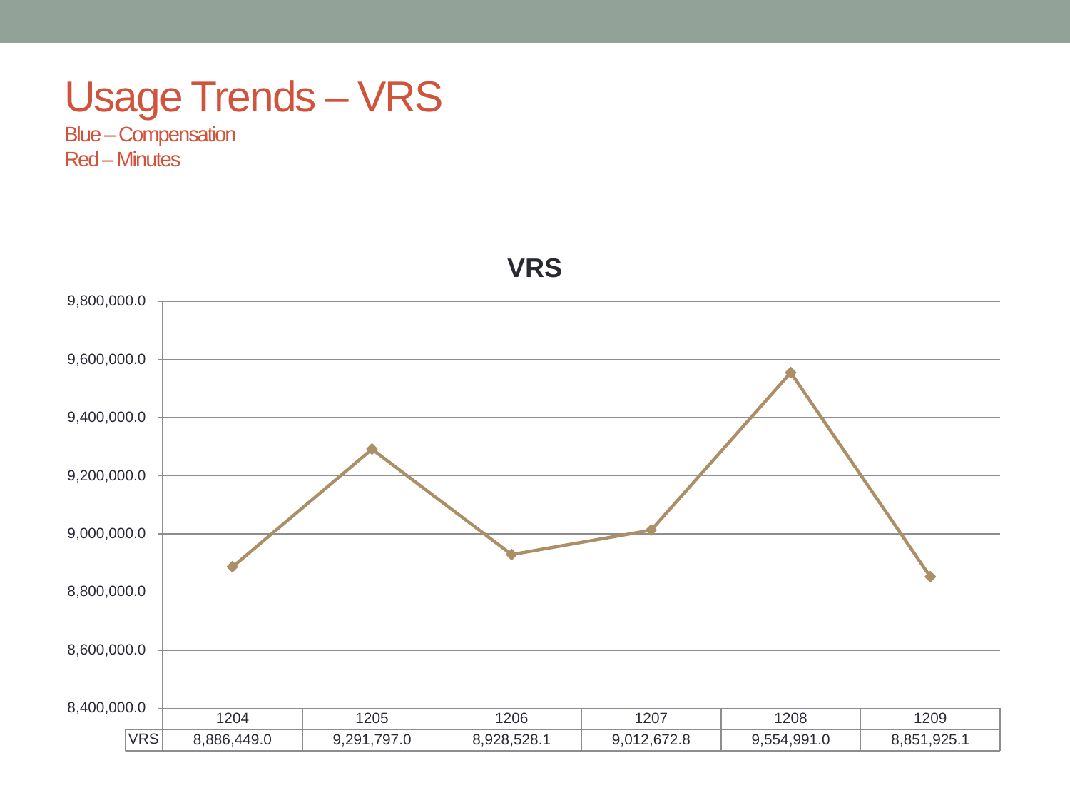# Usage Trends – VRS

Blue – Compensation
Red – Minutes

**VRS**

| | 1204 | 1205 | 1206 | 1207 | 1208 | 1209 |
|---|---|---|---|---|---|---|
| VRS | 8,886,449.0 | 9,291,797.0 | 8,928,528.1 | 9,012,672.8 | 9,554,991.0 | 8,851,925.1 |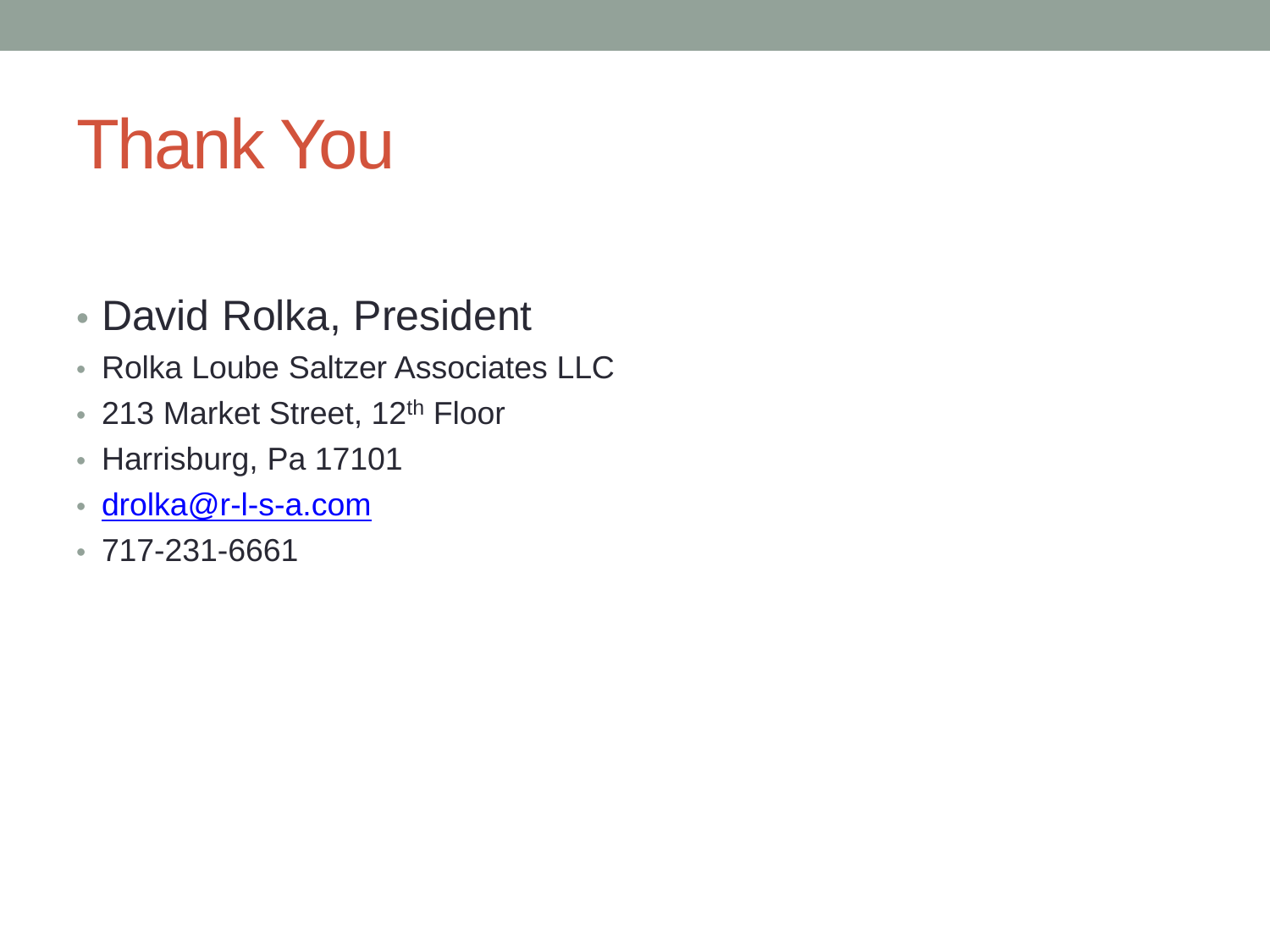# Thank You

- David Rolka, President
- Rolka Loube Saltzer Associates LLC
- 213 Market Street, 12th Floor
- Harrisburg, Pa 17101
- drolka@r-l-s-a.com
- 717-231-6661